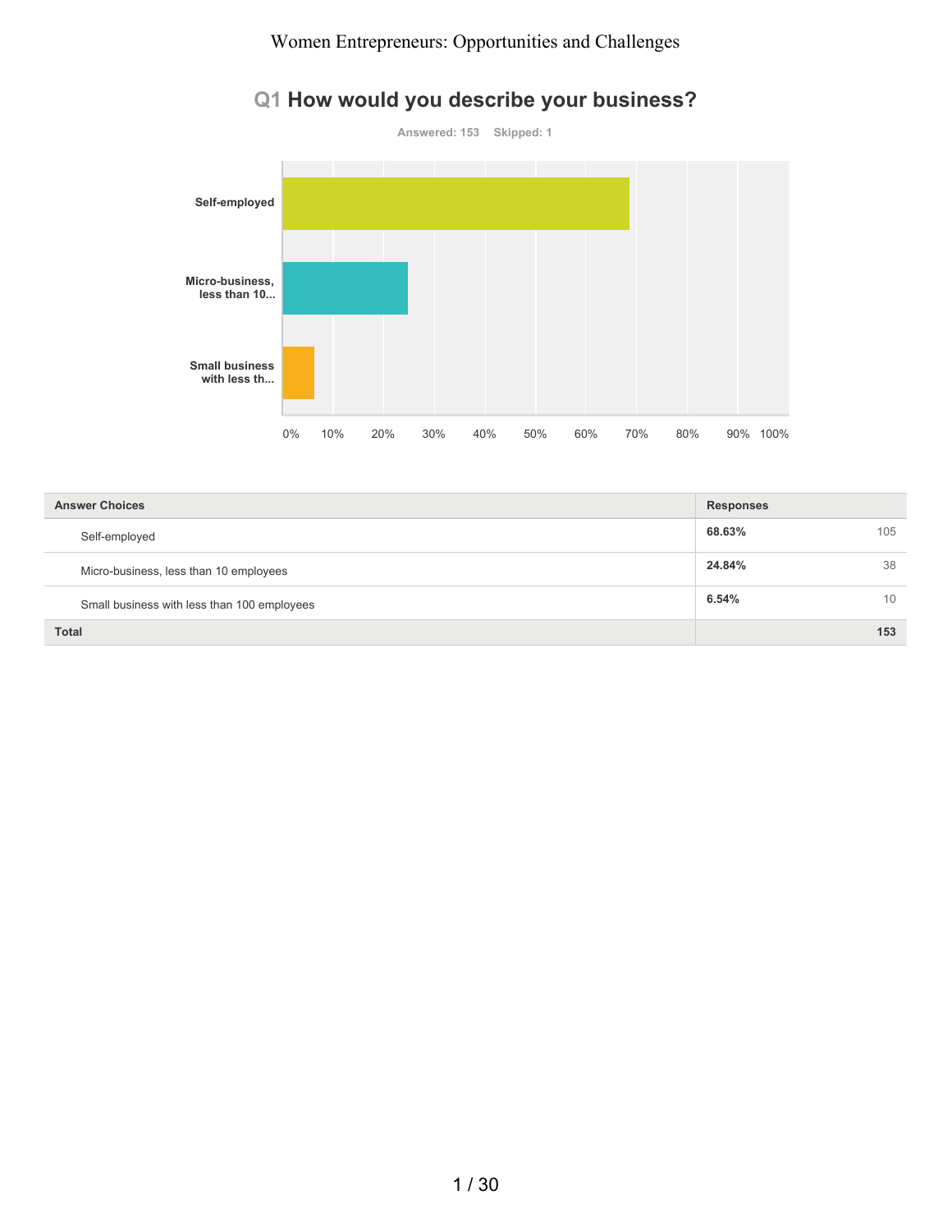# Women Entrepreneurs: Opportunities and Challenges

## Q1 How would you describe your business?

Answered: 153 Skipped: 1

| Answer Choices | Responses | |
|---|---|---|
| Self-employed | **68.63%** | 105 |
| Micro-business, less than 10 employees | **24.84%** | 38 |
| Small business with less than 100 employees | **6.54%** | 10 |
| **Total** | | **153** |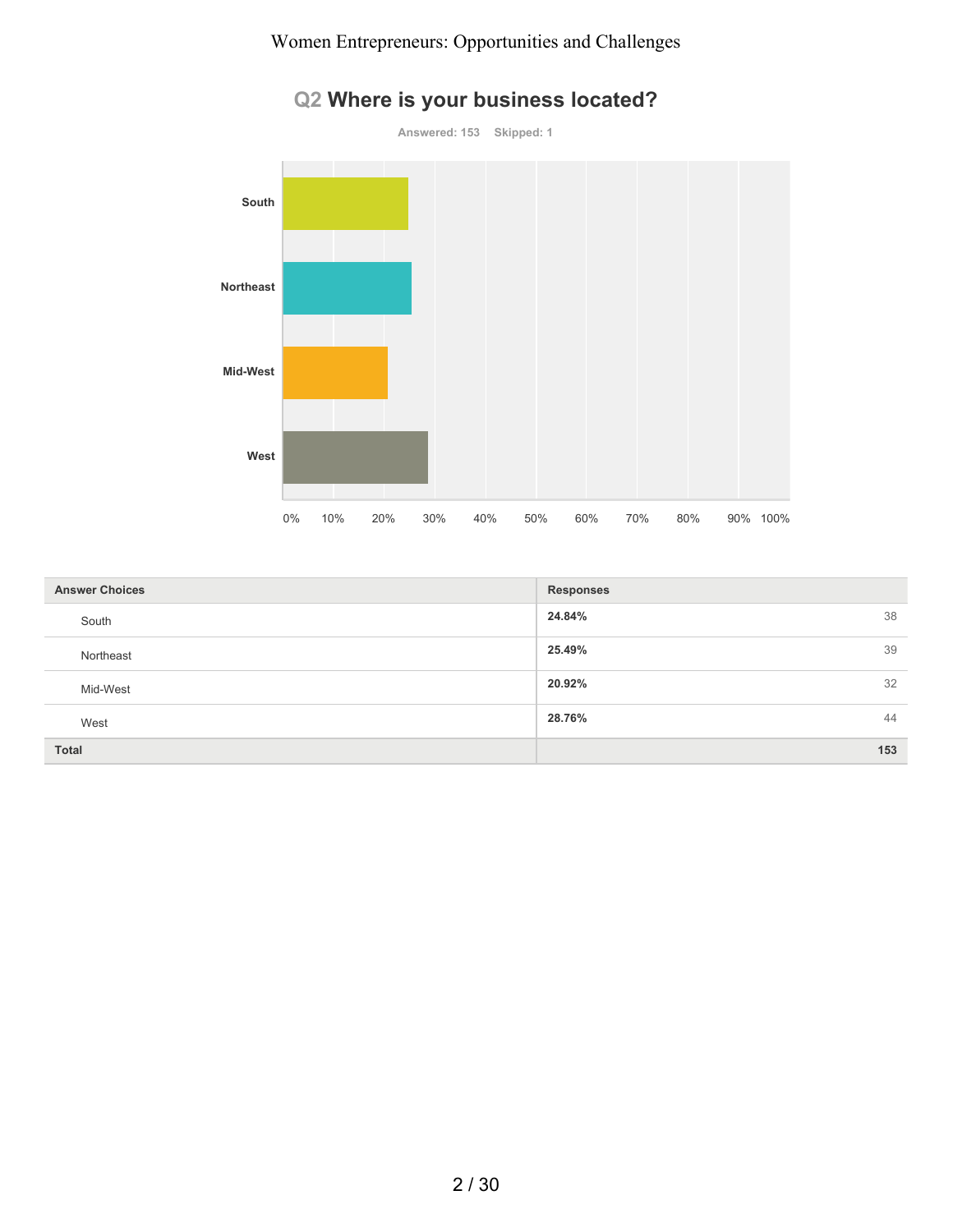## Q2 Where is your business located?

Answered: 153 Skipped: 1

| Answer Choices | Responses | |
|---|---|---|
| South | 24.84% | 38 |
| Northeast | 25.49% | 39 |
| Mid-West | 20.92% | 32 |
| West | 28.76% | 44 |
| **Total** | | **153** |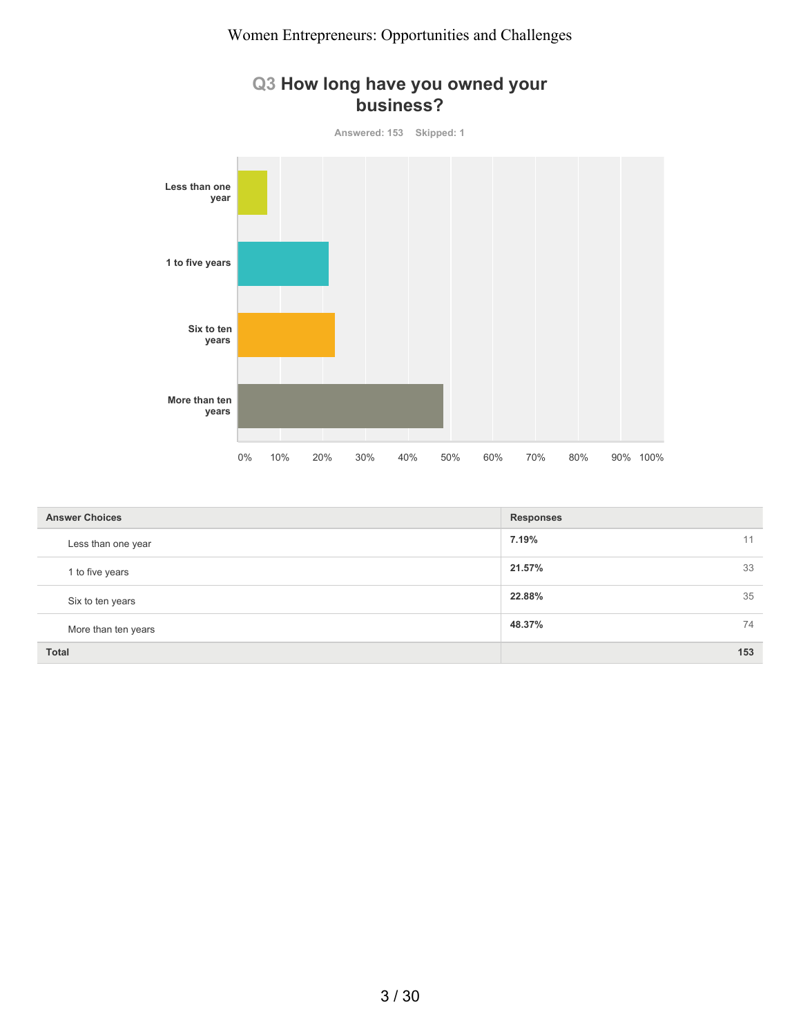## Q3 How long have you owned your business?

Answered: 153 Skipped: 1

| Answer Choices | Responses | |
|---|---|---|
| Less than one year | 7.19% | 11 |
| 1 to five years | 21.57% | 33 |
| Six to ten years | 22.88% | 35 |
| More than ten years | 48.37% | 74 |
| **Total** | | **153** |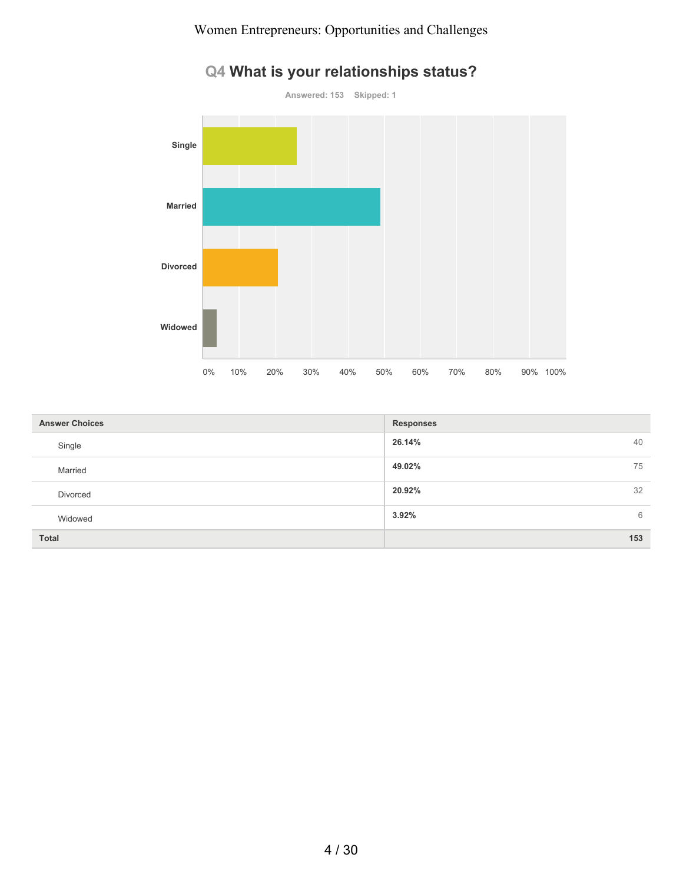## Q4 What is your relationships status?

Answered: 153 Skipped: 1

| Answer Choices | Responses | |
|---|---|---|
| Single | 26.14% | 40 |
| Married | 49.02% | 75 |
| Divorced | 20.92% | 32 |
| Widowed | 3.92% | 6 |
| Total | | 153 |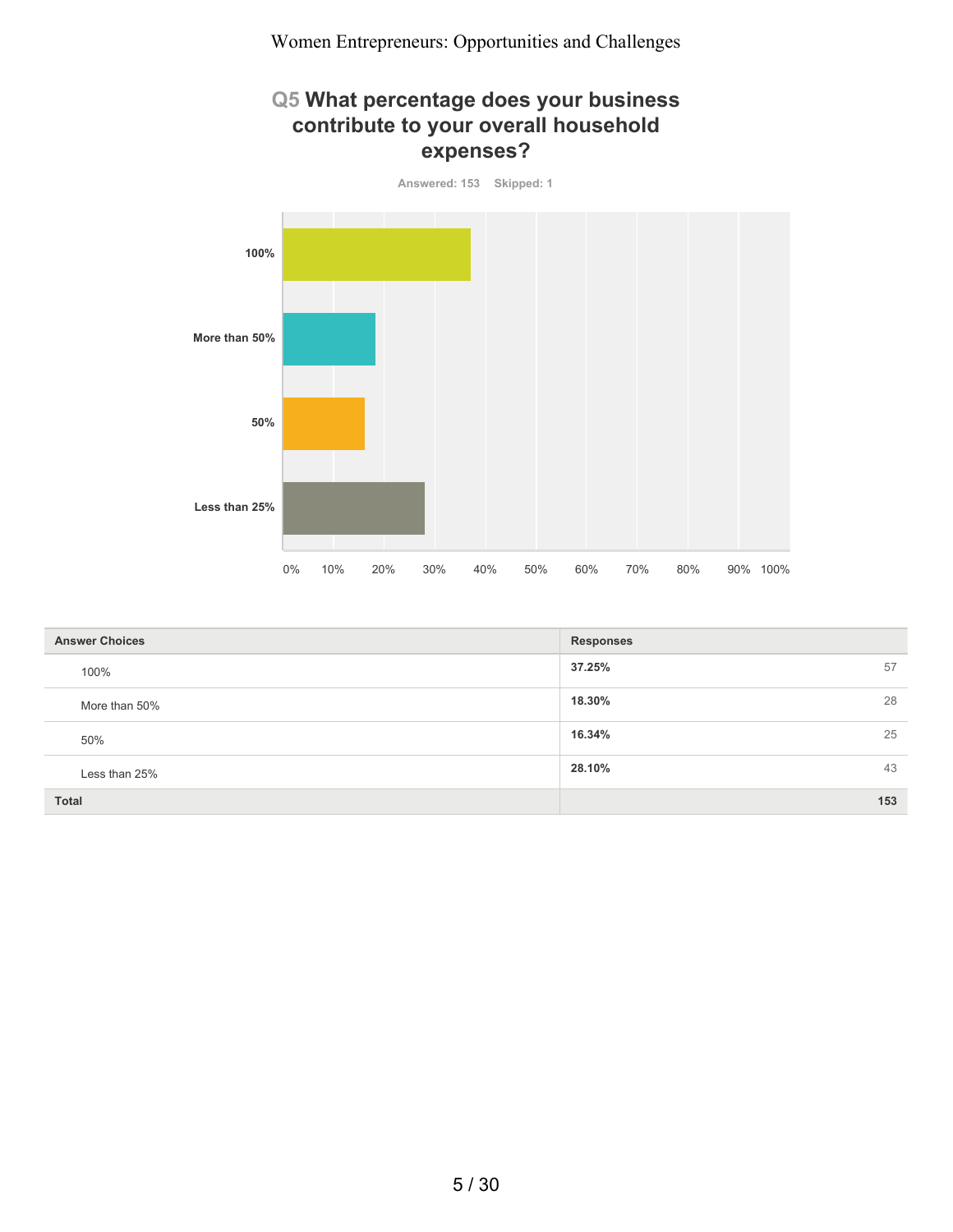## Q5 What percentage does your business contribute to your overall household expenses?

Answered: 153 Skipped: 1

| Answer Choices | Responses | |
|---|---|---|
| 100% | 37.25% | 57 |
| More than 50% | 18.30% | 28 |
| 50% | 16.34% | 25 |
| Less than 25% | 28.10% | 43 |
| **Total** | | **153** |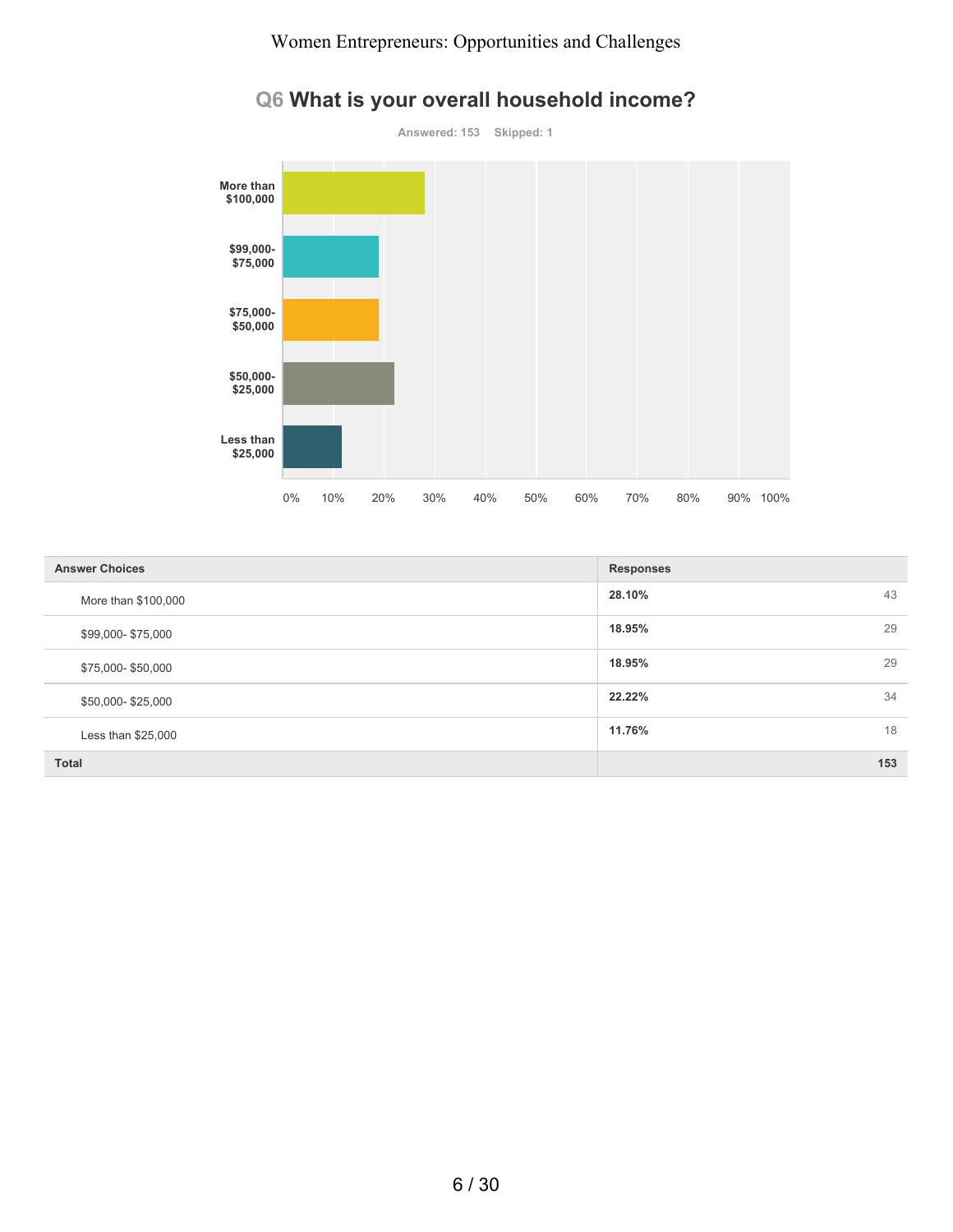## Q6 What is your overall household income?

Answered: 153 Skipped: 1

| Answer Choices | Responses | |
|---|---|---|
| More than $100,000 | 28.10% | 43 |
| $99,000- $75,000 | 18.95% | 29 |
| $75,000- $50,000 | 18.95% | 29 |
| $50,000- $25,000 | 22.22% | 34 |
| Less than $25,000 | 11.76% | 18 |
| **Total** | | **153** |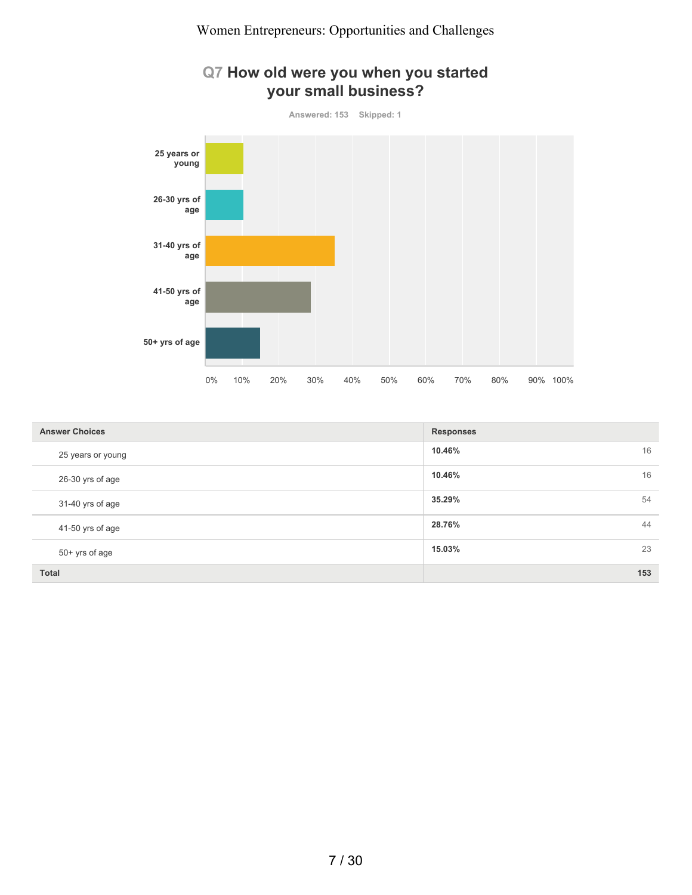## Q7 How old were you when you started your small business?

Answered: 153 Skipped: 1

| Answer Choices | Responses | |
|---|---|---|
| 25 years or young | 10.46% | 16 |
| 26-30 yrs of age | 10.46% | 16 |
| 31-40 yrs of age | 35.29% | 54 |
| 41-50 yrs of age | 28.76% | 44 |
| 50+ yrs of age | 15.03% | 23 |
| **Total** | | **153** |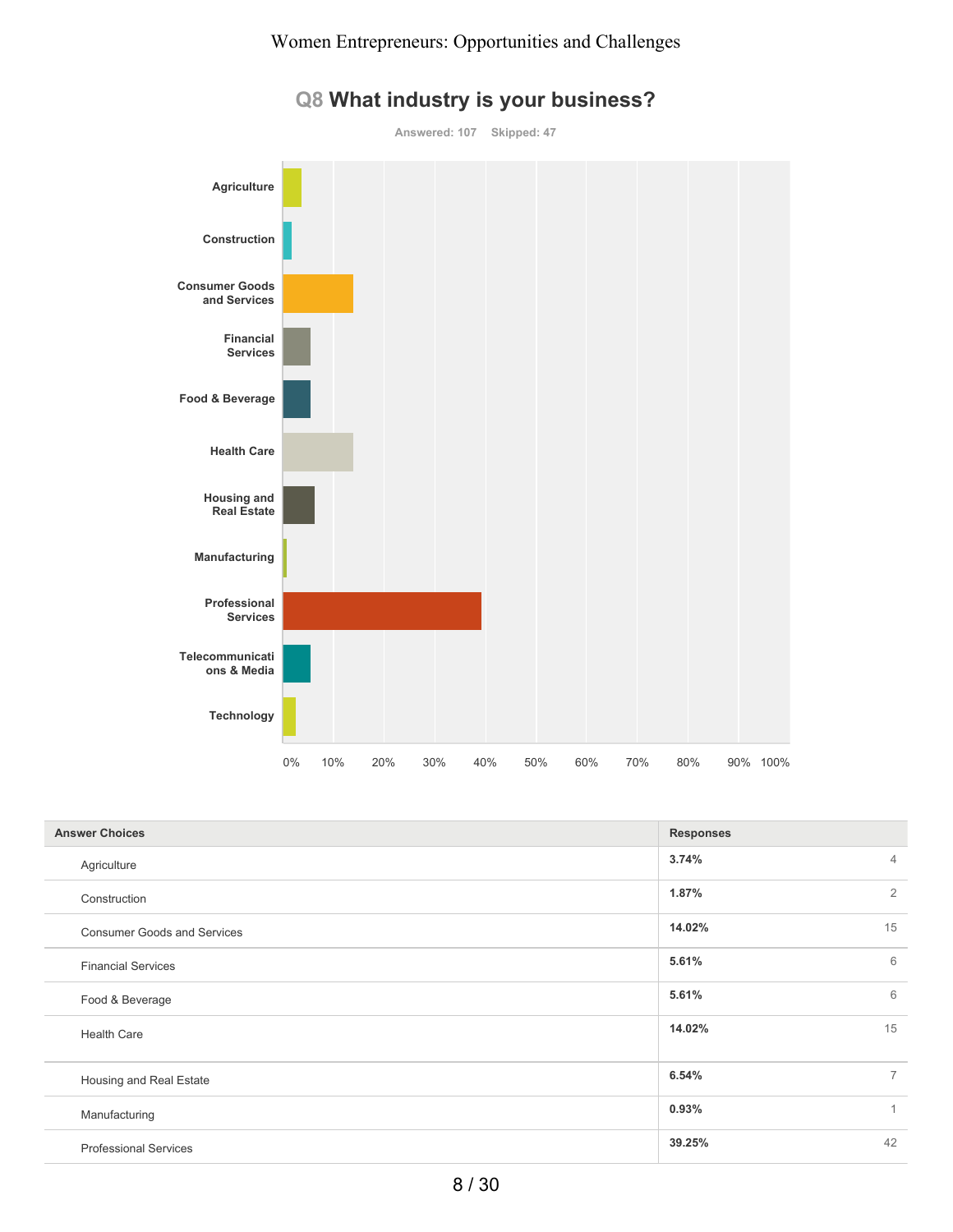## Q8 What industry is your business?

Answered: 107 Skipped: 47

| Answer Choices | Responses | |
|---|---|---|
| Agriculture | 3.74% | 4 |
| Construction | 1.87% | 2 |
| Consumer Goods and Services | 14.02% | 15 |
| Financial Services | 5.61% | 6 |
| Food & Beverage | 5.61% | 6 |
| Health Care | 14.02% | 15 |
| Housing and Real Estate | 6.54% | 7 |
| Manufacturing | 0.93% | 1 |
| Professional Services | 39.25% | 42 |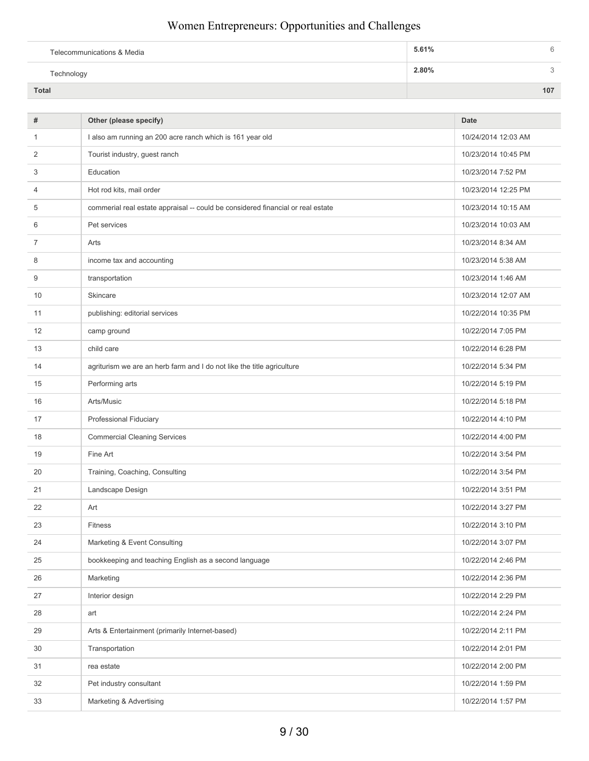| | | |
|---|---|---|
| Telecommunications & Media | 5.61% | 6 |
| Technology | 2.80% | 3 |
| **Total** | | **107** |

| # | Other (please specify) | Date |
|---|---|---|
| 1 | I also am running an 200 acre ranch which is 161 year old | 10/24/2014 12:03 AM |
| 2 | Tourist industry, guest ranch | 10/23/2014 10:45 PM |
| 3 | Education | 10/23/2014 7:52 PM |
| 4 | Hot rod kits, mail order | 10/23/2014 12:25 PM |
| 5 | commerial real estate appraisal -- could be considered financial or real estate | 10/23/2014 10:15 AM |
| 6 | Pet services | 10/23/2014 10:03 AM |
| 7 | Arts | 10/23/2014 8:34 AM |
| 8 | income tax and accounting | 10/23/2014 5:38 AM |
| 9 | transportation | 10/23/2014 1:46 AM |
| 10 | Skincare | 10/23/2014 12:07 AM |
| 11 | publishing: editorial services | 10/22/2014 10:35 PM |
| 12 | camp ground | 10/22/2014 7:05 PM |
| 13 | child care | 10/22/2014 6:28 PM |
| 14 | agriturism we are an herb farm and I do not like the title agriculture | 10/22/2014 5:34 PM |
| 15 | Performing arts | 10/22/2014 5:19 PM |
| 16 | Arts/Music | 10/22/2014 5:18 PM |
| 17 | Professional Fiduciary | 10/22/2014 4:10 PM |
| 18 | Commercial Cleaning Services | 10/22/2014 4:00 PM |
| 19 | Fine Art | 10/22/2014 3:54 PM |
| 20 | Training, Coaching, Consulting | 10/22/2014 3:54 PM |
| 21 | Landscape Design | 10/22/2014 3:51 PM |
| 22 | Art | 10/22/2014 3:27 PM |
| 23 | Fitness | 10/22/2014 3:10 PM |
| 24 | Marketing & Event Consulting | 10/22/2014 3:07 PM |
| 25 | bookkeeping and teaching English as a second language | 10/22/2014 2:46 PM |
| 26 | Marketing | 10/22/2014 2:36 PM |
| 27 | Interior design | 10/22/2014 2:29 PM |
| 28 | art | 10/22/2014 2:24 PM |
| 29 | Arts & Entertainment (primarily Internet-based) | 10/22/2014 2:11 PM |
| 30 | Transportation | 10/22/2014 2:01 PM |
| 31 | rea estate | 10/22/2014 2:00 PM |
| 32 | Pet industry consultant | 10/22/2014 1:59 PM |
| 33 | Marketing & Advertising | 10/22/2014 1:57 PM |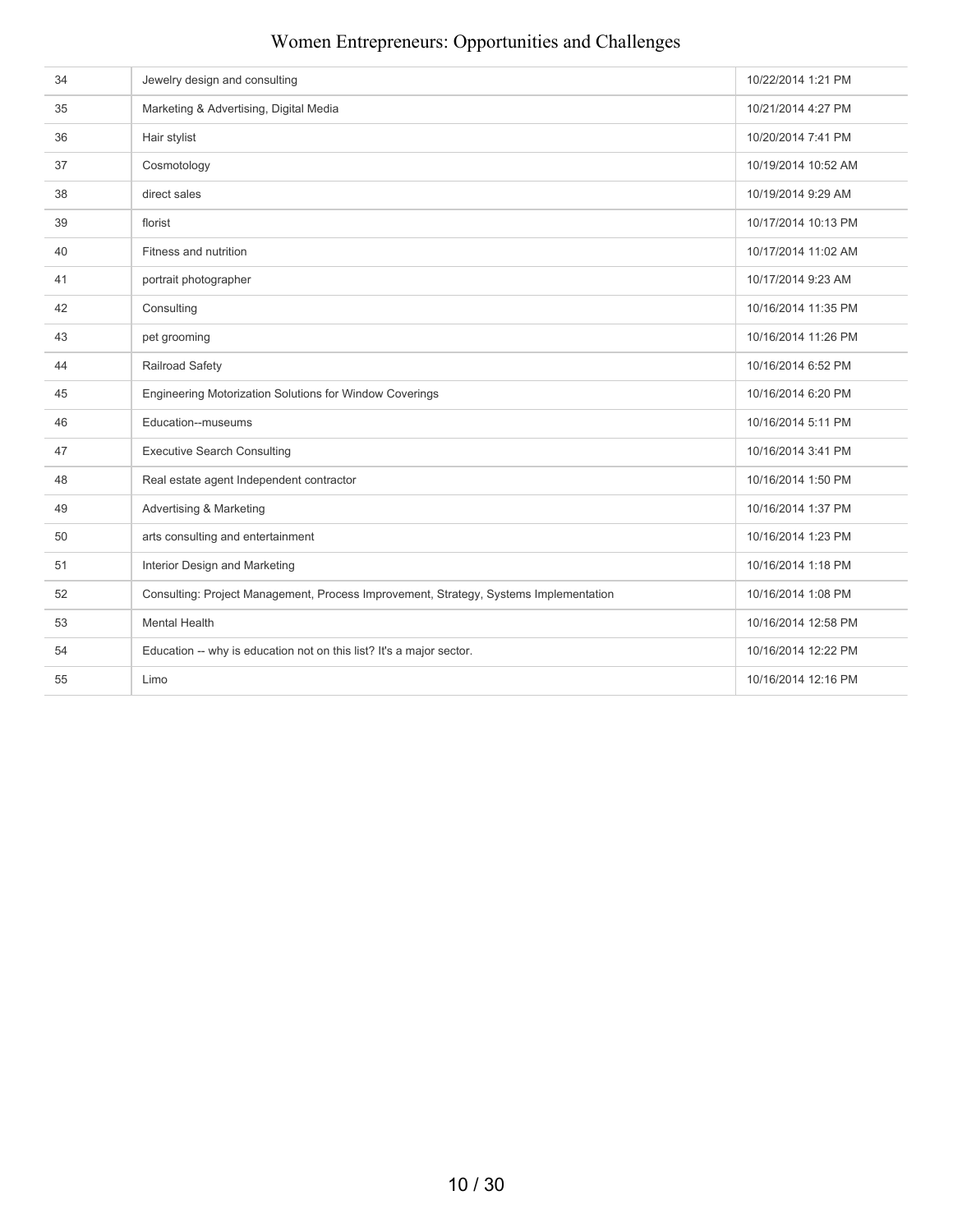| | | |
|---|---|---|
| 34 | Jewelry design and consulting | 10/22/2014 1:21 PM |
| 35 | Marketing & Advertising, Digital Media | 10/21/2014 4:27 PM |
| 36 | Hair stylist | 10/20/2014 7:41 PM |
| 37 | Cosmotology | 10/19/2014 10:52 AM |
| 38 | direct sales | 10/19/2014 9:29 AM |
| 39 | florist | 10/17/2014 10:13 PM |
| 40 | Fitness and nutrition | 10/17/2014 11:02 AM |
| 41 | portrait photographer | 10/17/2014 9:23 AM |
| 42 | Consulting | 10/16/2014 11:35 PM |
| 43 | pet grooming | 10/16/2014 11:26 PM |
| 44 | Railroad Safety | 10/16/2014 6:52 PM |
| 45 | Engineering Motorization Solutions for Window Coverings | 10/16/2014 6:20 PM |
| 46 | Education--museums | 10/16/2014 5:11 PM |
| 47 | Executive Search Consulting | 10/16/2014 3:41 PM |
| 48 | Real estate agent Independent contractor | 10/16/2014 1:50 PM |
| 49 | Advertising & Marketing | 10/16/2014 1:37 PM |
| 50 | arts consulting and entertainment | 10/16/2014 1:23 PM |
| 51 | Interior Design and Marketing | 10/16/2014 1:18 PM |
| 52 | Consulting: Project Management, Process Improvement, Strategy, Systems Implementation | 10/16/2014 1:08 PM |
| 53 | Mental Health | 10/16/2014 12:58 PM |
| 54 | Education -- why is education not on this list? It's a major sector. | 10/16/2014 12:22 PM |
| 55 | Limo | 10/16/2014 12:16 PM |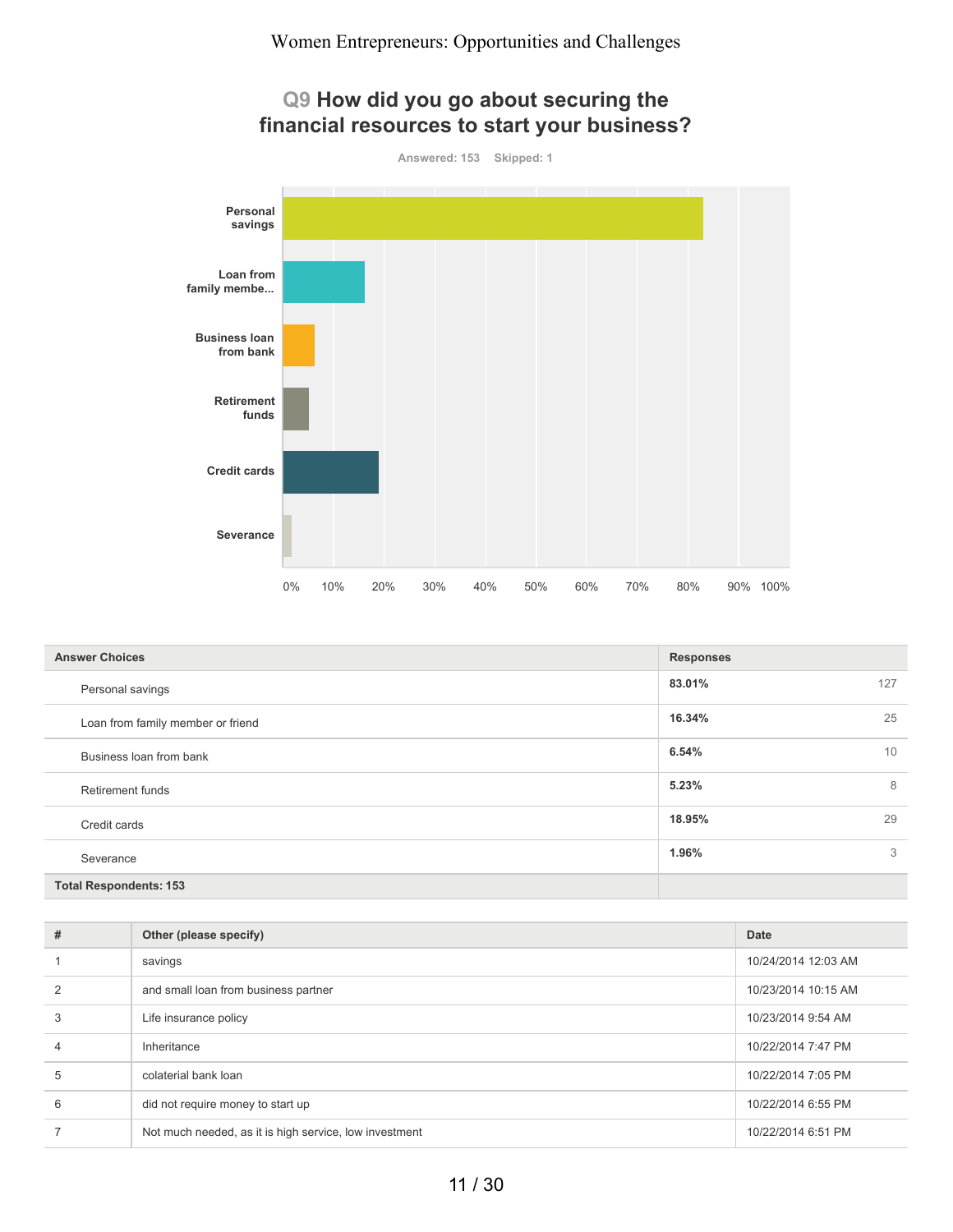## Q9 How did you go about securing the financial resources to start your business?

Answered: 153 Skipped: 1

| Answer Choices | Responses | |
|---|---|---|
| Personal savings | 83.01% | 127 |
| Loan from family member or friend | 16.34% | 25 |
| Business loan from bank | 6.54% | 10 |
| Retirement funds | 5.23% | 8 |
| Credit cards | 18.95% | 29 |
| Severance | 1.96% | 3 |
| **Total Respondents: 153** | | |

| # | Other (please specify) | Date |
|---|---|---|
| 1 | savings | 10/24/2014 12:03 AM |
| 2 | and small loan from business partner | 10/23/2014 10:15 AM |
| 3 | Life insurance policy | 10/23/2014 9:54 AM |
| 4 | Inheritance | 10/22/2014 7:47 PM |
| 5 | colaterial bank loan | 10/22/2014 7:05 PM |
| 6 | did not require money to start up | 10/22/2014 6:55 PM |
| 7 | Not much needed, as it is high service, low investment | 10/22/2014 6:51 PM |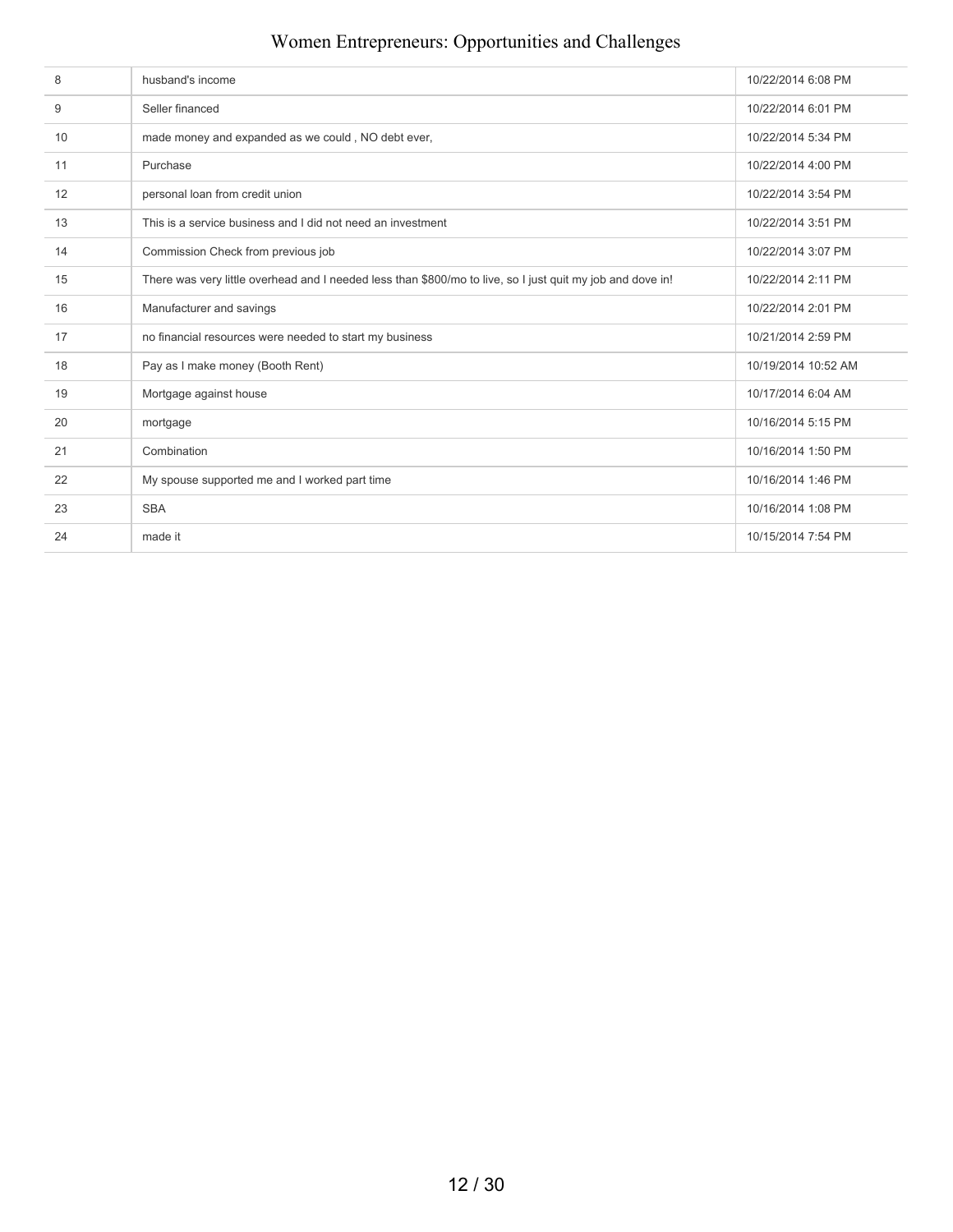| | | |
|---|---|---|
| 8 | husband's income | 10/22/2014 6:08 PM |
| 9 | Seller financed | 10/22/2014 6:01 PM |
| 10 | made money and expanded as we could , NO debt ever, | 10/22/2014 5:34 PM |
| 11 | Purchase | 10/22/2014 4:00 PM |
| 12 | personal loan from credit union | 10/22/2014 3:54 PM |
| 13 | This is a service business and I did not need an investment | 10/22/2014 3:51 PM |
| 14 | Commission Check from previous job | 10/22/2014 3:07 PM |
| 15 | There was very little overhead and I needed less than $800/mo to live, so I just quit my job and dove in! | 10/22/2014 2:11 PM |
| 16 | Manufacturer and savings | 10/22/2014 2:01 PM |
| 17 | no financial resources were needed to start my business | 10/21/2014 2:59 PM |
| 18 | Pay as I make money (Booth Rent) | 10/19/2014 10:52 AM |
| 19 | Mortgage against house | 10/17/2014 6:04 AM |
| 20 | mortgage | 10/16/2014 5:15 PM |
| 21 | Combination | 10/16/2014 1:50 PM |
| 22 | My spouse supported me and I worked part time | 10/16/2014 1:46 PM |
| 23 | SBA | 10/16/2014 1:08 PM |
| 24 | made it | 10/15/2014 7:54 PM |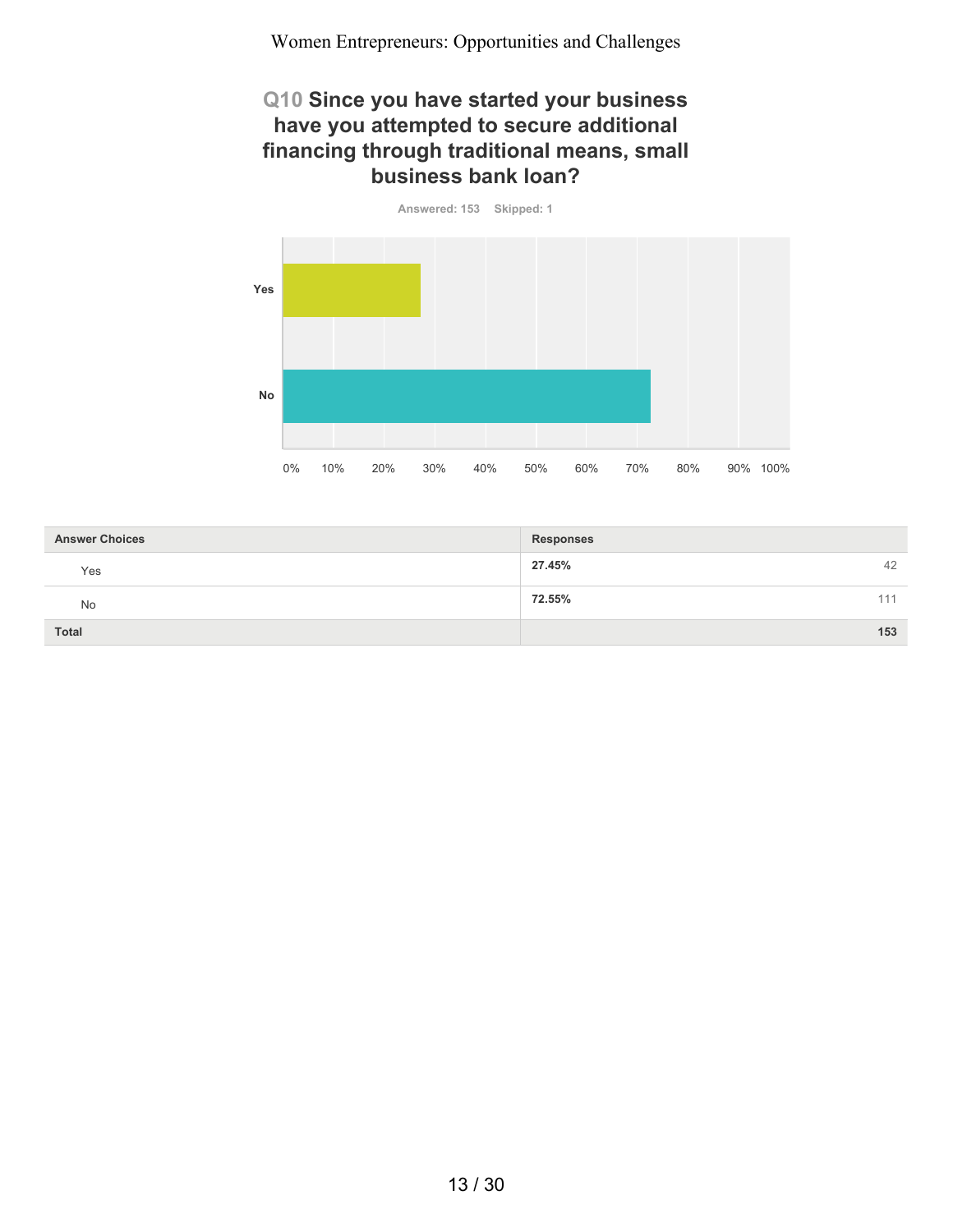## Q10 Since you have started your business have you attempted to secure additional financing through traditional means, small business bank loan?

Answered: 153 Skipped: 1

| Answer Choices | Responses | |
|---|---|---|
| Yes | 27.45% | 42 |
| No | 72.55% | 111 |
| Total | | 153 |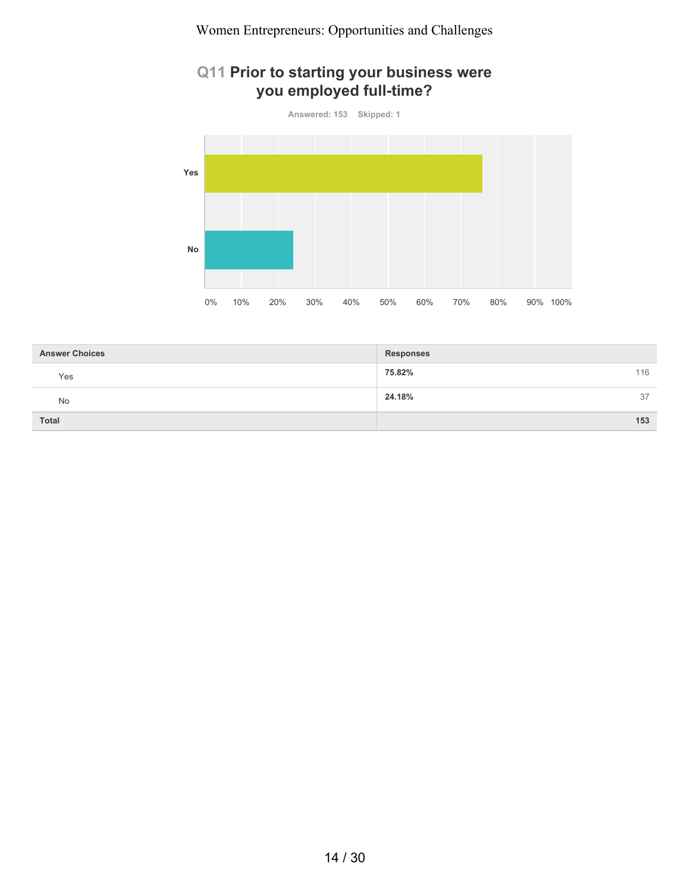## Q11 Prior to starting your business were you employed full-time?

Answered: 153 Skipped: 1

| Answer Choices | Responses | |
|---|---|---|
| Yes | 75.82% | 116 |
| No | 24.18% | 37 |
| **Total** | | **153** |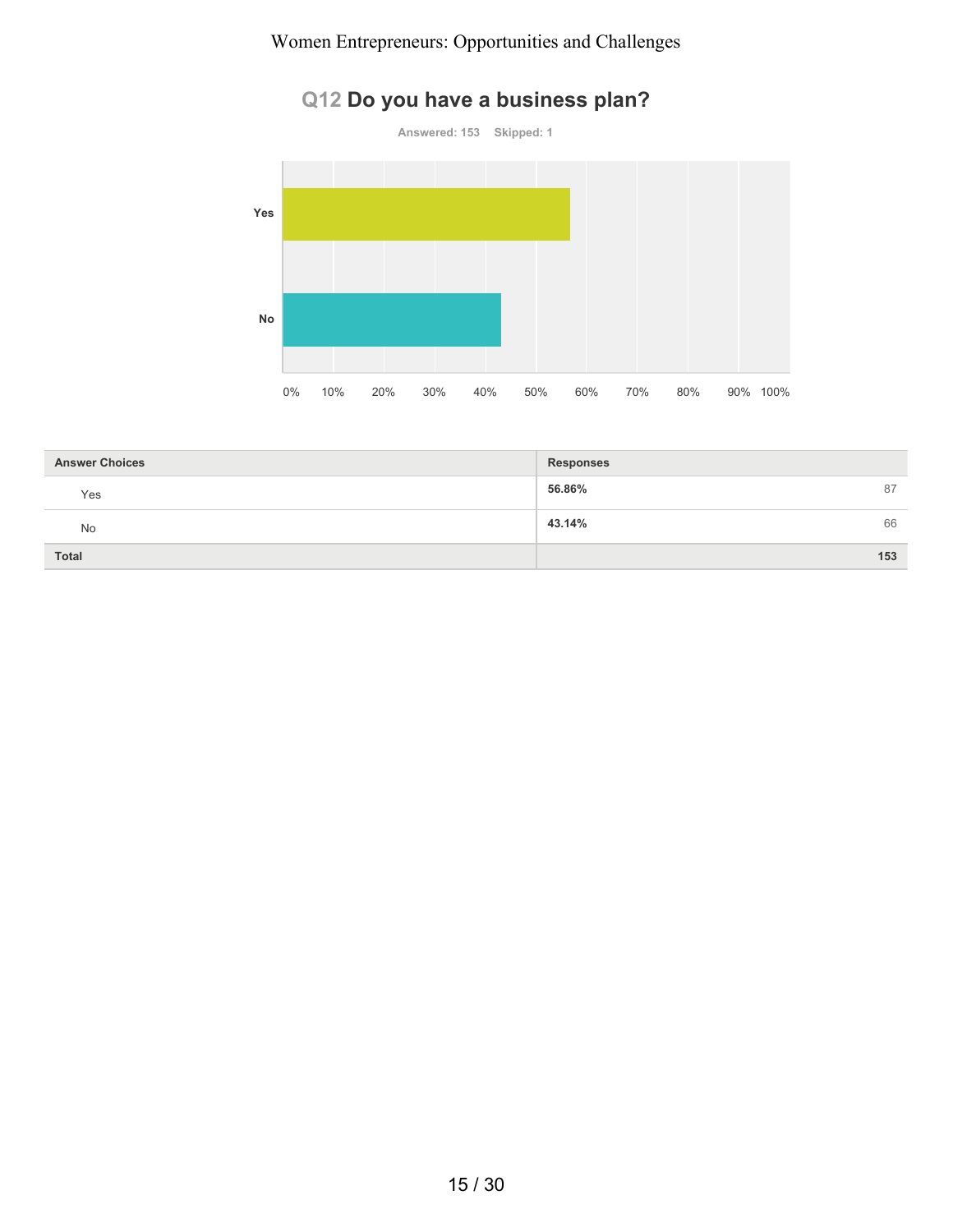## Q12 Do you have a business plan?

Answered: 153 Skipped: 1

| Answer Choices | Responses | |
|---|---|---|
| Yes | 56.86% | 87 |
| No | 43.14% | 66 |
| Total | | 153 |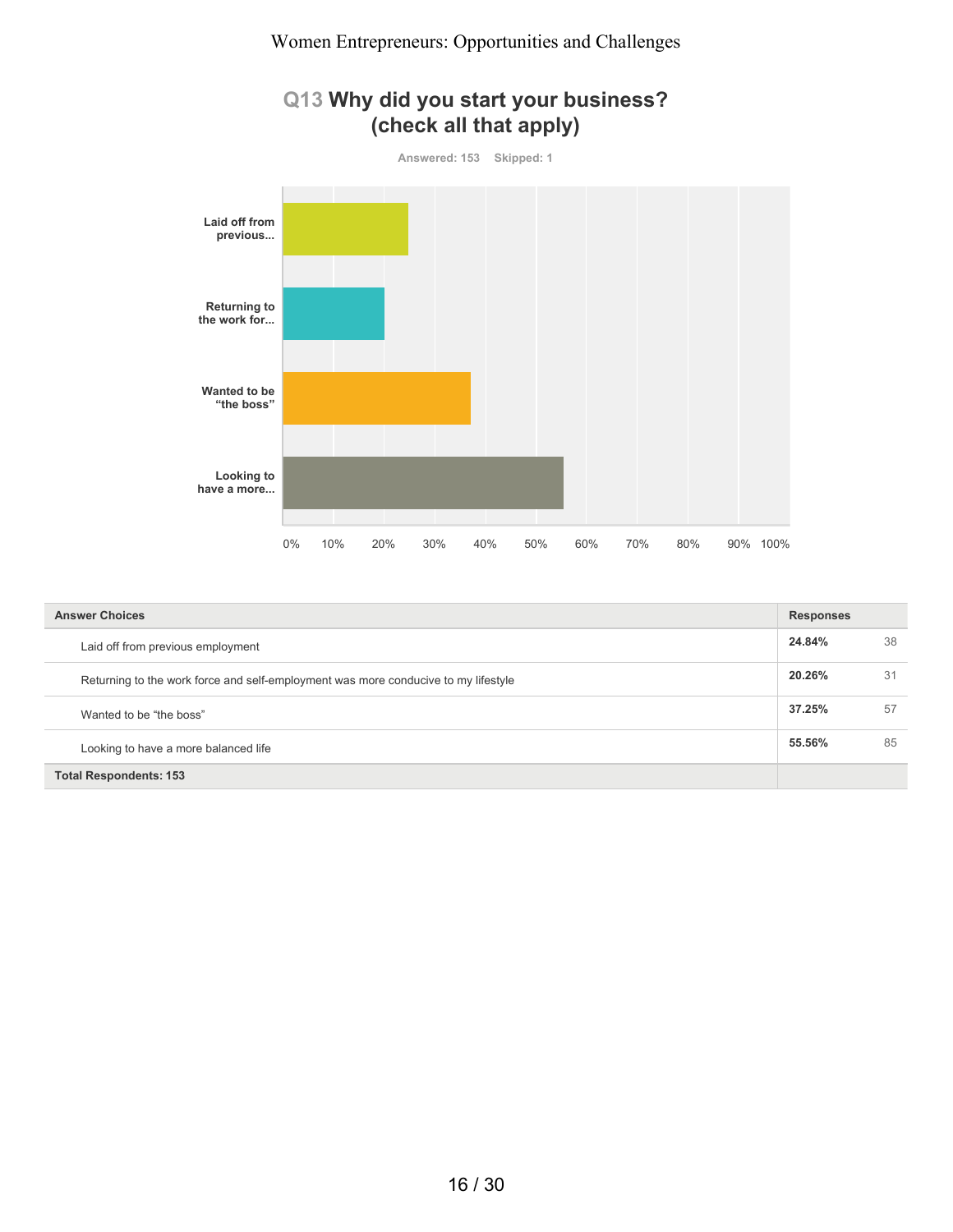## Q13 Why did you start your business? (check all that apply)

Answered: 153 Skipped: 1

| Answer Choices | Responses | |
| --- | --- | --- |
| Laid off from previous employment | 24.84% | 38 |
| Returning to the work force and self-employment was more conducive to my lifestyle | 20.26% | 31 |
| Wanted to be “the boss” | 37.25% | 57 |
| Looking to have a more balanced life | 55.56% | 85 |
| Total Respondents: 153 | | |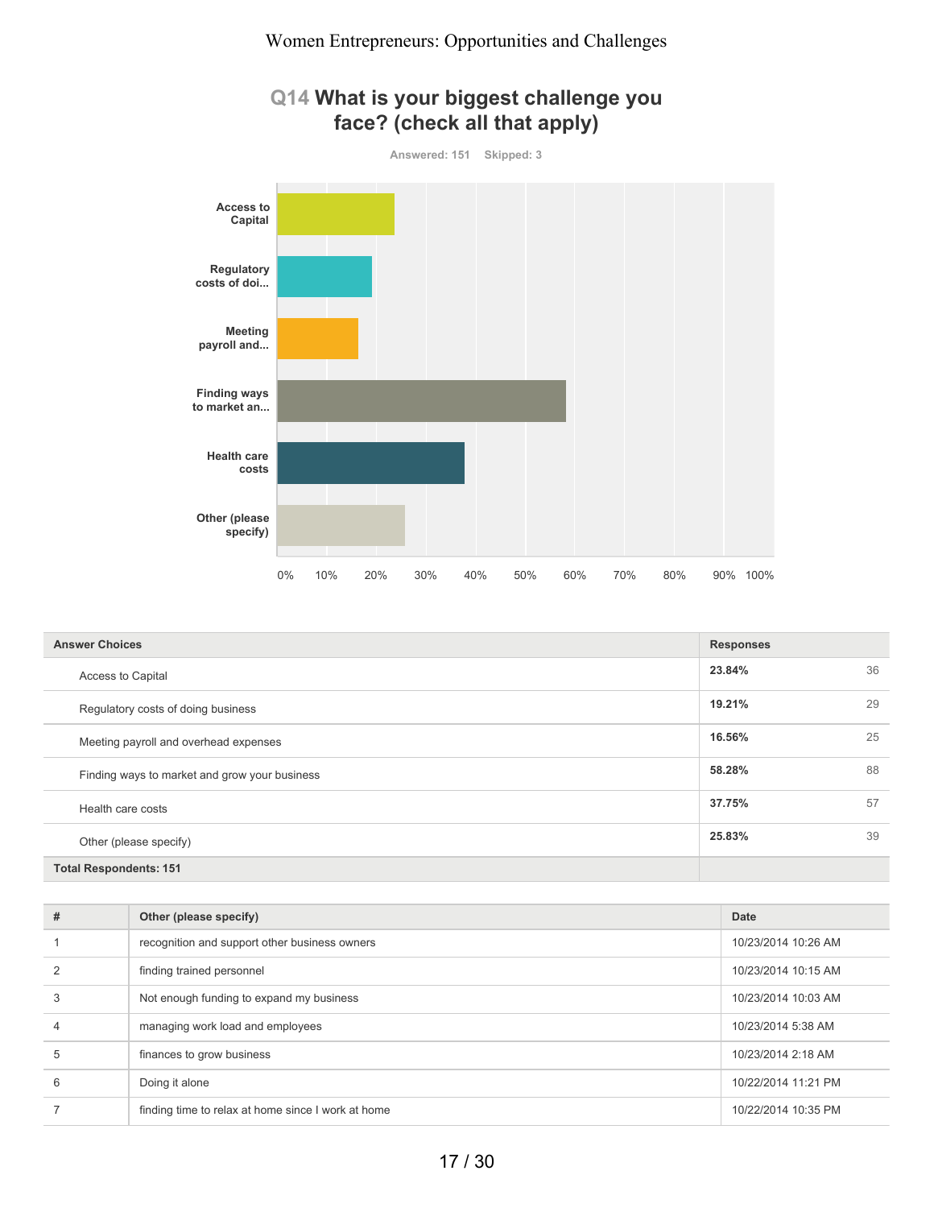## Q14 What is your biggest challenge you face? (check all that apply)

Answered: 151 Skipped: 3

| Answer Choices | Responses | |
|---|---|---|
| Access to Capital | 23.84% | 36 |
| Regulatory costs of doing business | 19.21% | 29 |
| Meeting payroll and overhead expenses | 16.56% | 25 |
| Finding ways to market and grow your business | 58.28% | 88 |
| Health care costs | 37.75% | 57 |
| Other (please specify) | 25.83% | 39 |
| **Total Respondents: 151** | | |

| # | Other (please specify) | Date |
|---|---|---|
| 1 | recognition and support other business owners | 10/23/2014 10:26 AM |
| 2 | finding trained personnel | 10/23/2014 10:15 AM |
| 3 | Not enough funding to expand my business | 10/23/2014 10:03 AM |
| 4 | managing work load and employees | 10/23/2014 5:38 AM |
| 5 | finances to grow business | 10/23/2014 2:18 AM |
| 6 | Doing it alone | 10/22/2014 11:21 PM |
| 7 | finding time to relax at home since I work at home | 10/22/2014 10:35 PM |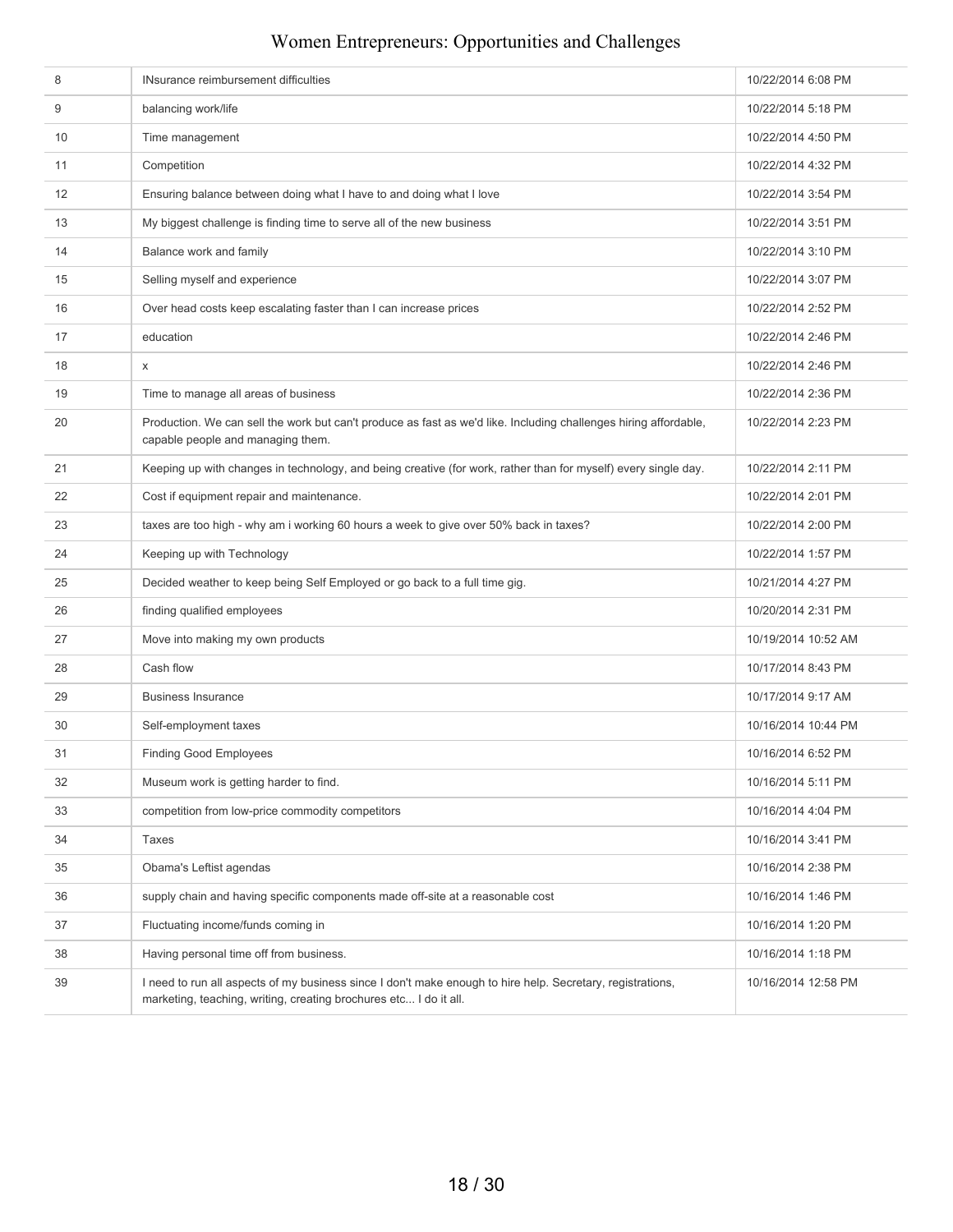| | | |
|---|---|---|
| 8 | INsurance reimbursement difficulties | 10/22/2014 6:08 PM |
| 9 | balancing work/life | 10/22/2014 5:18 PM |
| 10 | Time management | 10/22/2014 4:50 PM |
| 11 | Competition | 10/22/2014 4:32 PM |
| 12 | Ensuring balance between doing what I have to and doing what I love | 10/22/2014 3:54 PM |
| 13 | My biggest challenge is finding time to serve all of the new business | 10/22/2014 3:51 PM |
| 14 | Balance work and family | 10/22/2014 3:10 PM |
| 15 | Selling myself and experience | 10/22/2014 3:07 PM |
| 16 | Over head costs keep escalating faster than I can increase prices | 10/22/2014 2:52 PM |
| 17 | education | 10/22/2014 2:46 PM |
| 18 | x | 10/22/2014 2:46 PM |
| 19 | Time to manage all areas of business | 10/22/2014 2:36 PM |
| 20 | Production. We can sell the work but can't produce as fast as we'd like. Including challenges hiring affordable, capable people and managing them. | 10/22/2014 2:23 PM |
| 21 | Keeping up with changes in technology, and being creative (for work, rather than for myself) every single day. | 10/22/2014 2:11 PM |
| 22 | Cost if equipment repair and maintenance. | 10/22/2014 2:01 PM |
| 23 | taxes are too high - why am i working 60 hours a week to give over 50% back in taxes? | 10/22/2014 2:00 PM |
| 24 | Keeping up with Technology | 10/22/2014 1:57 PM |
| 25 | Decided weather to keep being Self Employed or go back to a full time gig. | 10/21/2014 4:27 PM |
| 26 | finding qualified employees | 10/20/2014 2:31 PM |
| 27 | Move into making my own products | 10/19/2014 10:52 AM |
| 28 | Cash flow | 10/17/2014 8:43 PM |
| 29 | Business Insurance | 10/17/2014 9:17 AM |
| 30 | Self-employment taxes | 10/16/2014 10:44 PM |
| 31 | Finding Good Employees | 10/16/2014 6:52 PM |
| 32 | Museum work is getting harder to find. | 10/16/2014 5:11 PM |
| 33 | competition from low-price commodity competitors | 10/16/2014 4:04 PM |
| 34 | Taxes | 10/16/2014 3:41 PM |
| 35 | Obama's Leftist agendas | 10/16/2014 2:38 PM |
| 36 | supply chain and having specific components made off-site at a reasonable cost | 10/16/2014 1:46 PM |
| 37 | Fluctuating income/funds coming in | 10/16/2014 1:20 PM |
| 38 | Having personal time off from business. | 10/16/2014 1:18 PM |
| 39 | I need to run all aspects of my business since I don't make enough to hire help. Secretary, registrations, marketing, teaching, writing, creating brochures etc... I do it all. | 10/16/2014 12:58 PM |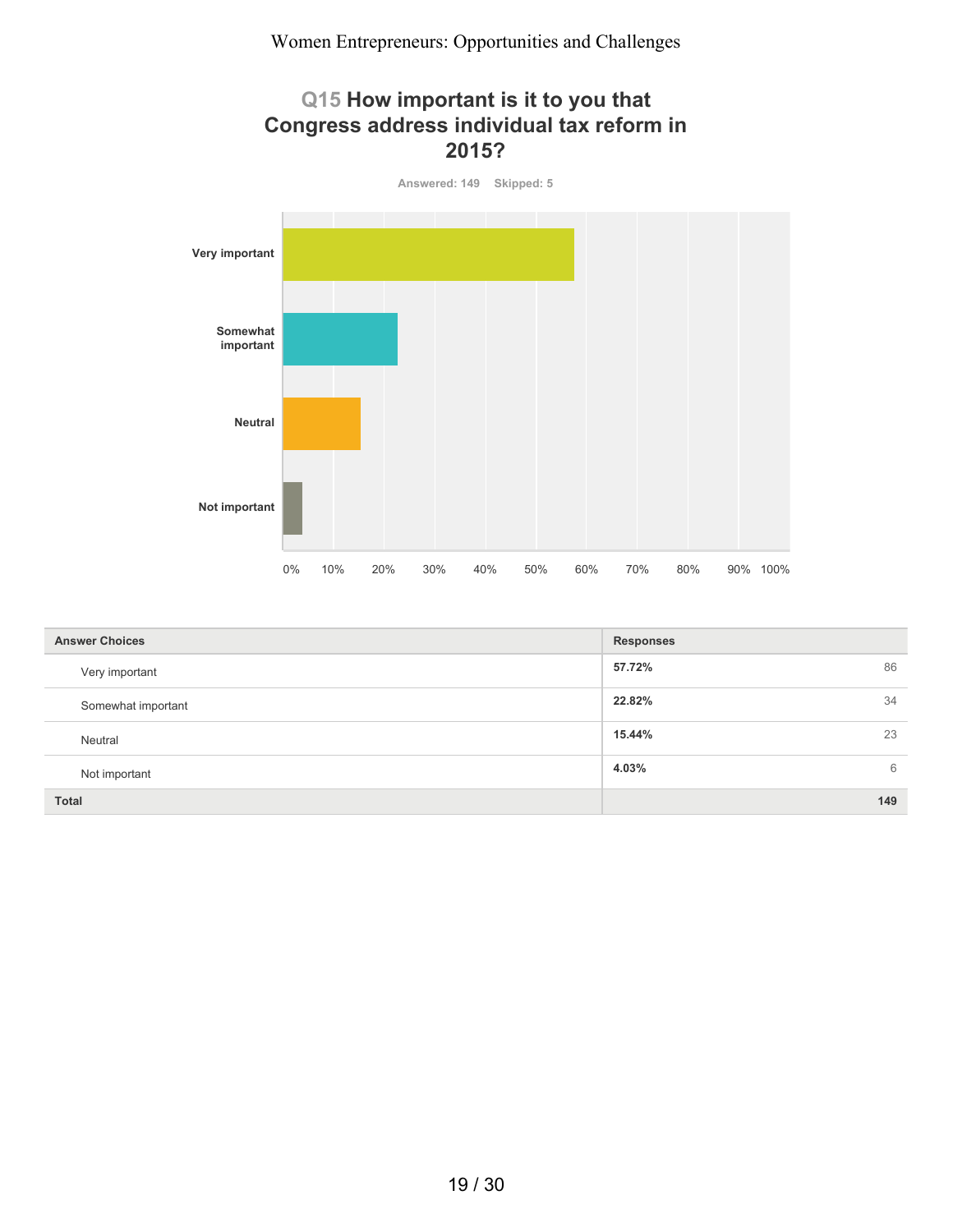## Q15 How important is it to you that Congress address individual tax reform in 2015?

Answered: 149 Skipped: 5

| Answer Choices | Responses | |
|---|---|---|
| Very important | 57.72% | 86 |
| Somewhat important | 22.82% | 34 |
| Neutral | 15.44% | 23 |
| Not important | 4.03% | 6 |
| Total | | 149 |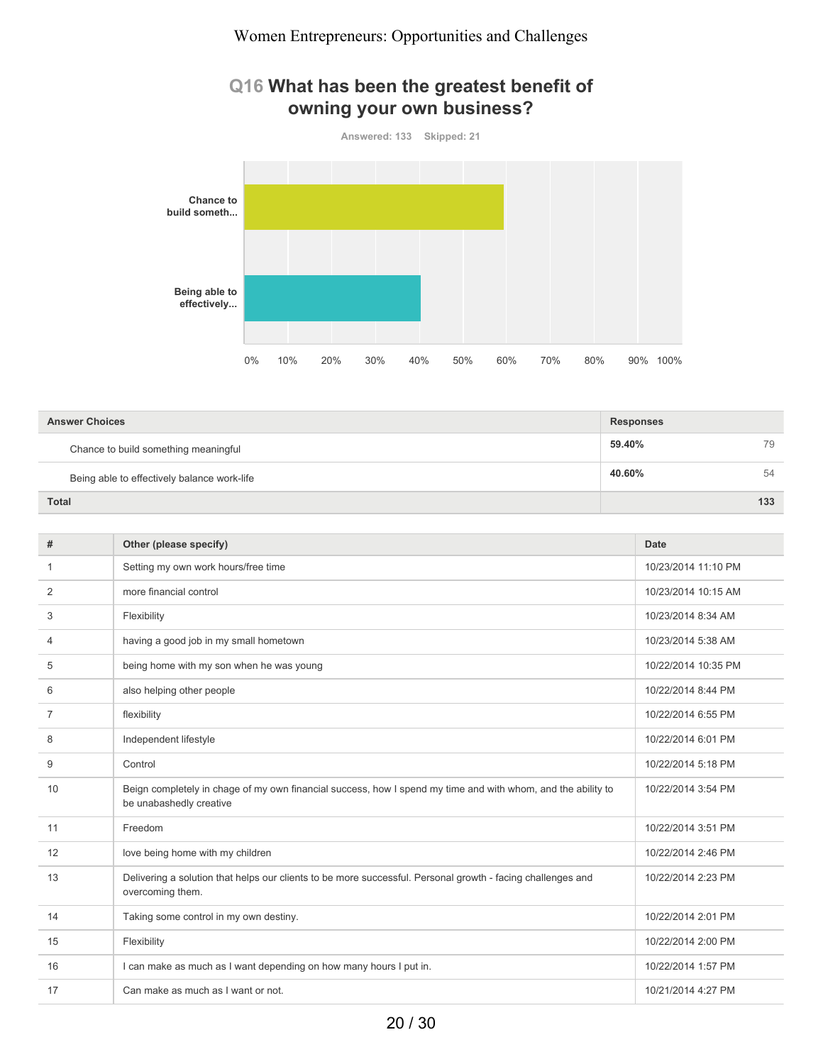## Q16 What has been the greatest benefit of owning your own business?

Answered: 133 Skipped: 21

| Answer Choices | Responses | |
|---|---|---|
| Chance to build something meaningful | 59.40% | 79 |
| Being able to effectively balance work-life | 40.60% | 54 |
| Total | | 133 |

| # | Other (please specify) | Date |
|---|---|---|
| 1 | Setting my own work hours/free time | 10/23/2014 11:10 PM |
| 2 | more financial control | 10/23/2014 10:15 AM |
| 3 | Flexibility | 10/23/2014 8:34 AM |
| 4 | having a good job in my small hometown | 10/23/2014 5:38 AM |
| 5 | being home with my son when he was young | 10/22/2014 10:35 PM |
| 6 | also helping other people | 10/22/2014 8:44 PM |
| 7 | flexibility | 10/22/2014 6:55 PM |
| 8 | Independent lifestyle | 10/22/2014 6:01 PM |
| 9 | Control | 10/22/2014 5:18 PM |
| 10 | Beign completely in chage of my own financial success, how I spend my time and with whom, and the ability to be unabashedly creative | 10/22/2014 3:54 PM |
| 11 | Freedom | 10/22/2014 3:51 PM |
| 12 | love being home with my children | 10/22/2014 2:46 PM |
| 13 | Delivering a solution that helps our clients to be more successful. Personal growth - facing challenges and overcoming them. | 10/22/2014 2:23 PM |
| 14 | Taking some control in my own destiny. | 10/22/2014 2:01 PM |
| 15 | Flexibility | 10/22/2014 2:00 PM |
| 16 | I can make as much as I want depending on how many hours I put in. | 10/22/2014 1:57 PM |
| 17 | Can make as much as I want or not. | 10/21/2014 4:27 PM |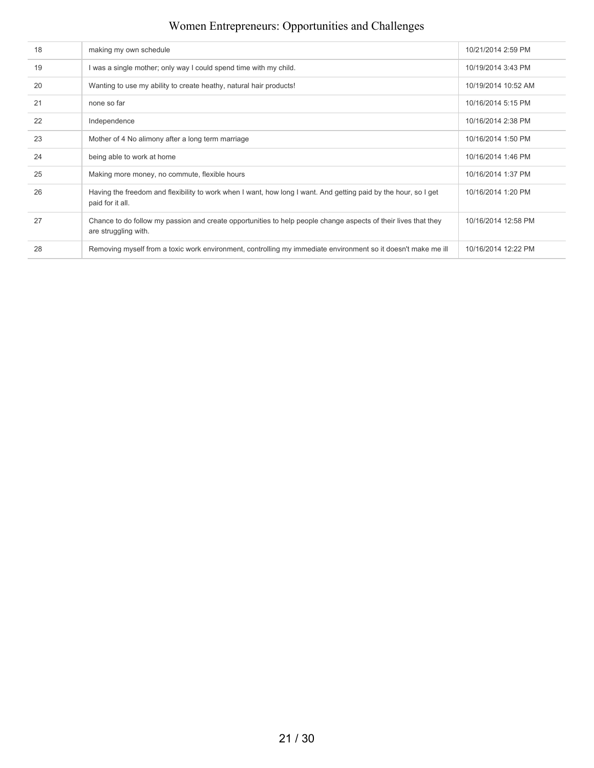| | | |
|---|---|---|
| 18 | making my own schedule | 10/21/2014 2:59 PM |
| 19 | I was a single mother; only way I could spend time with my child. | 10/19/2014 3:43 PM |
| 20 | Wanting to use my ability to create heathy, natural hair products! | 10/19/2014 10:52 AM |
| 21 | none so far | 10/16/2014 5:15 PM |
| 22 | Independence | 10/16/2014 2:38 PM |
| 23 | Mother of 4 No alimony after a long term marriage | 10/16/2014 1:50 PM |
| 24 | being able to work at home | 10/16/2014 1:46 PM |
| 25 | Making more money, no commute, flexible hours | 10/16/2014 1:37 PM |
| 26 | Having the freedom and flexibility to work when I want, how long I want. And getting paid by the hour, so I get paid for it all. | 10/16/2014 1:20 PM |
| 27 | Chance to do follow my passion and create opportunities to help people change aspects of their lives that they are struggling with. | 10/16/2014 12:58 PM |
| 28 | Removing myself from a toxic work environment, controlling my immediate environment so it doesn't make me ill | 10/16/2014 12:22 PM |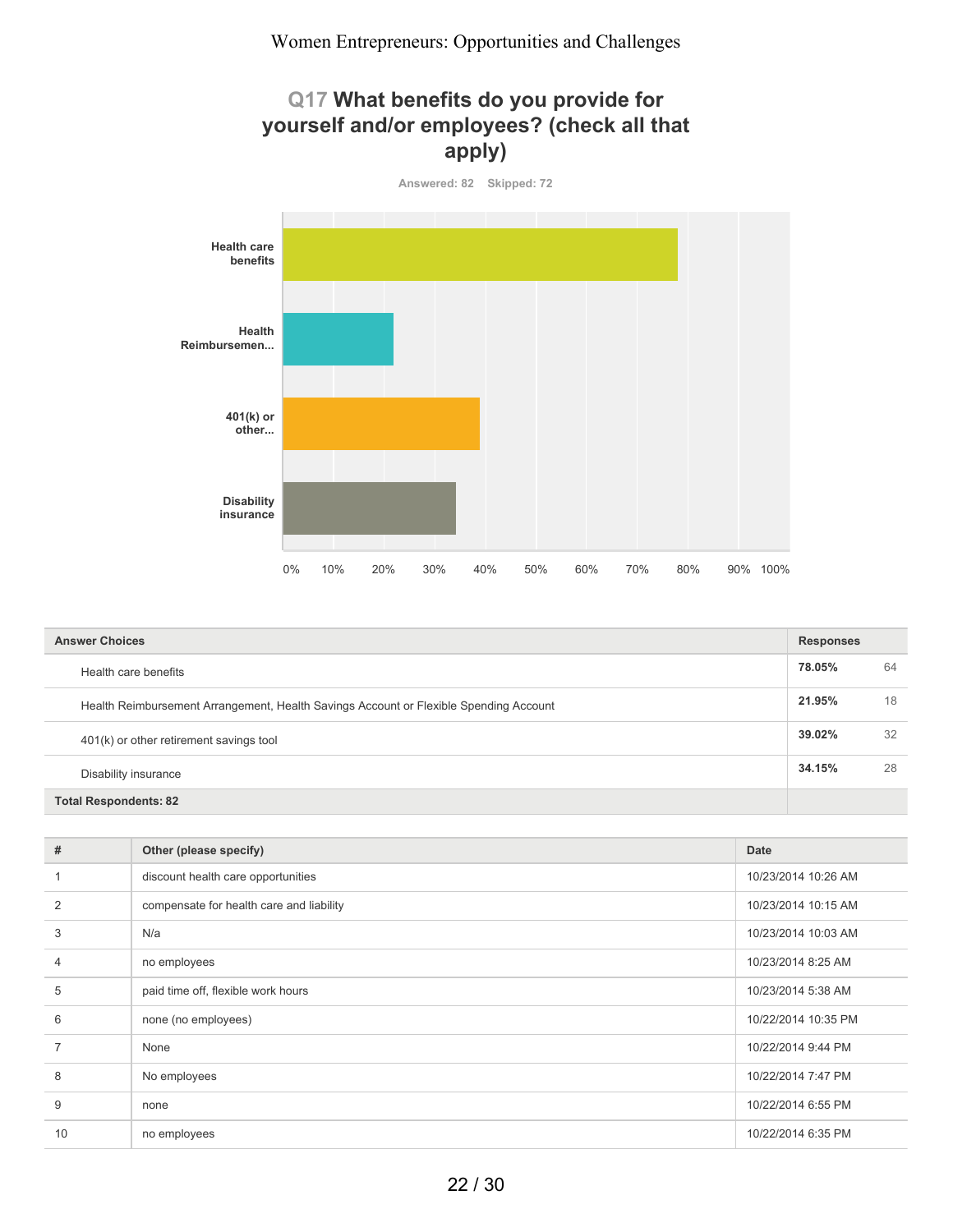## Q17 What benefits do you provide for yourself and/or employees? (check all that apply)

Answered: 82 Skipped: 72

| Answer Choices | Responses | |
|---|---|---|
| Health care benefits | 78.05% | 64 |
| Health Reimbursement Arrangement, Health Savings Account or Flexible Spending Account | 21.95% | 18 |
| 401(k) or other retirement savings tool | 39.02% | 32 |
| Disability insurance | 34.15% | 28 |
| **Total Respondents: 82** | | |

| # | Other (please specify) | Date |
|---|---|---|
| 1 | discount health care opportunities | 10/23/2014 10:26 AM |
| 2 | compensate for health care and liability | 10/23/2014 10:15 AM |
| 3 | N/a | 10/23/2014 10:03 AM |
| 4 | no employees | 10/23/2014 8:25 AM |
| 5 | paid time off, flexible work hours | 10/23/2014 5:38 AM |
| 6 | none (no employees) | 10/22/2014 10:35 PM |
| 7 | None | 10/22/2014 9:44 PM |
| 8 | No employees | 10/22/2014 7:47 PM |
| 9 | none | 10/22/2014 6:55 PM |
| 10 | no employees | 10/22/2014 6:35 PM |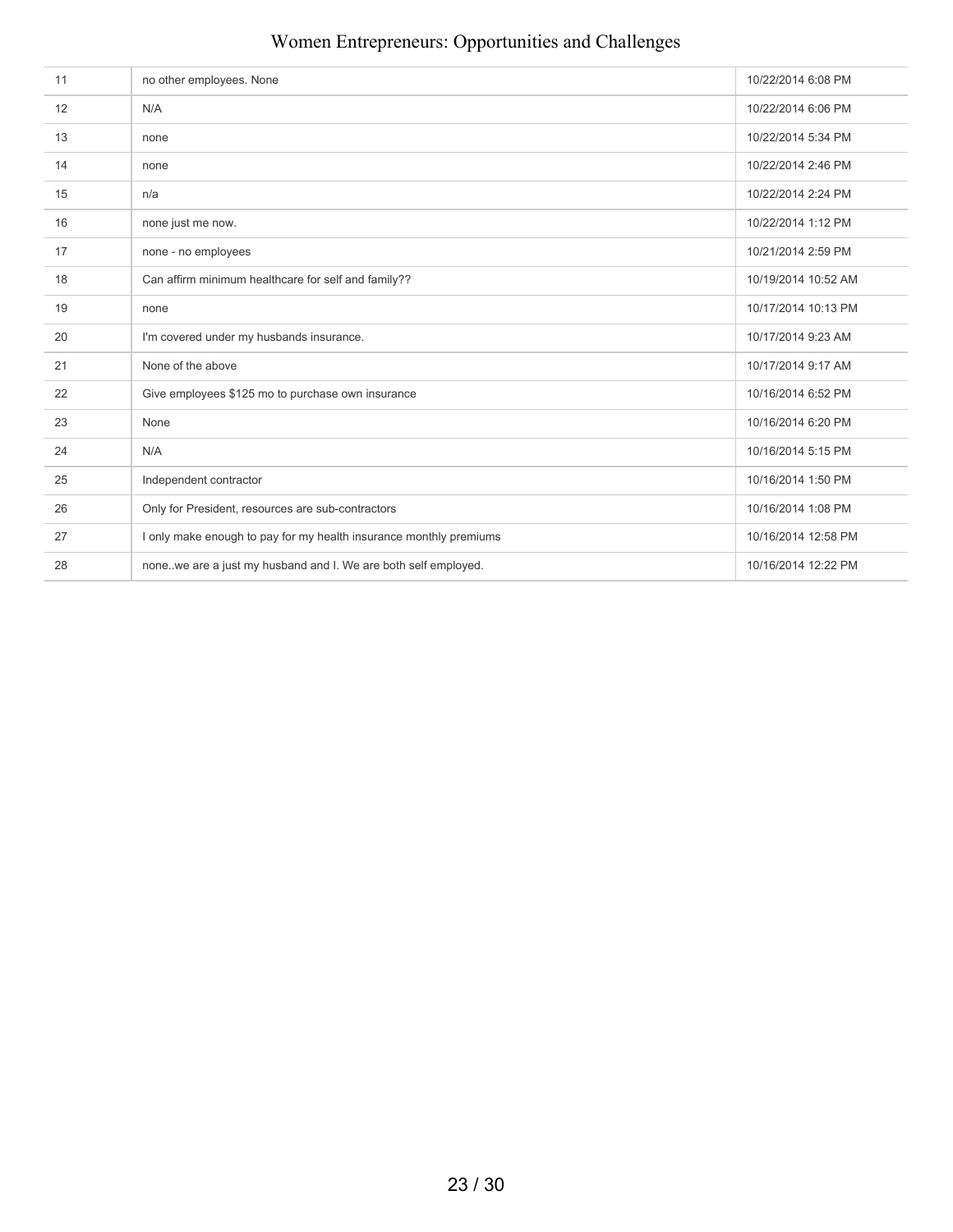| | | |
|---|---|---|
| 11 | no other employees. None | 10/22/2014 6:08 PM |
| 12 | N/A | 10/22/2014 6:06 PM |
| 13 | none | 10/22/2014 5:34 PM |
| 14 | none | 10/22/2014 2:46 PM |
| 15 | n/a | 10/22/2014 2:24 PM |
| 16 | none just me now. | 10/22/2014 1:12 PM |
| 17 | none - no employees | 10/21/2014 2:59 PM |
| 18 | Can affirm minimum healthcare for self and family?? | 10/19/2014 10:52 AM |
| 19 | none | 10/17/2014 10:13 PM |
| 20 | I'm covered under my husbands insurance. | 10/17/2014 9:23 AM |
| 21 | None of the above | 10/17/2014 9:17 AM |
| 22 | Give employees $125 mo to purchase own insurance | 10/16/2014 6:52 PM |
| 23 | None | 10/16/2014 6:20 PM |
| 24 | N/A | 10/16/2014 5:15 PM |
| 25 | Independent contractor | 10/16/2014 1:50 PM |
| 26 | Only for President, resources are sub-contractors | 10/16/2014 1:08 PM |
| 27 | I only make enough to pay for my health insurance monthly premiums | 10/16/2014 12:58 PM |
| 28 | none..we are a just my husband and I. We are both self employed. | 10/16/2014 12:22 PM |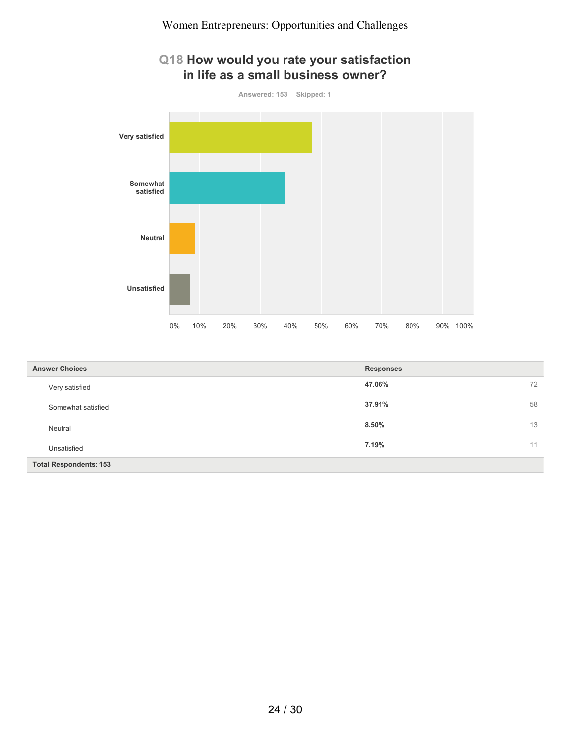## Q18 How would you rate your satisfaction in life as a small business owner?

Answered: 153 Skipped: 1

| Answer Choices | Responses | |
|---|---|---|
| Very satisfied | **47.06%** | 72 |
| Somewhat satisfied | **37.91%** | 58 |
| Neutral | **8.50%** | 13 |
| Unsatisfied | **7.19%** | 11 |
| **Total Respondents: 153** | | |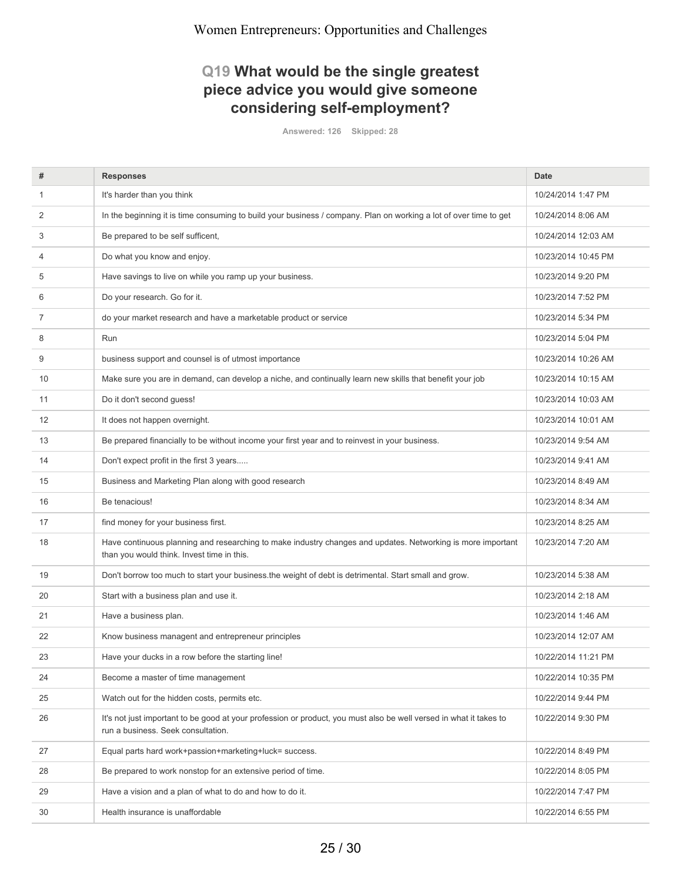## Q19 What would be the single greatest piece advice you would give someone considering self-employment?

Answered: 126 Skipped: 28

| # | Responses | Date |
|---|---|---|
| 1 | It's harder than you think | 10/24/2014 1:47 PM |
| 2 | In the beginning it is time consuming to build your business / company. Plan on working a lot of over time to get | 10/24/2014 8:06 AM |
| 3 | Be prepared to be self sufficent, | 10/24/2014 12:03 AM |
| 4 | Do what you know and enjoy. | 10/23/2014 10:45 PM |
| 5 | Have savings to live on while you ramp up your business. | 10/23/2014 9:20 PM |
| 6 | Do your research. Go for it. | 10/23/2014 7:52 PM |
| 7 | do your market research and have a marketable product or service | 10/23/2014 5:34 PM |
| 8 | Run | 10/23/2014 5:04 PM |
| 9 | business support and counsel is of utmost importance | 10/23/2014 10:26 AM |
| 10 | Make sure you are in demand, can develop a niche, and continually learn new skills that benefit your job | 10/23/2014 10:15 AM |
| 11 | Do it don't second guess! | 10/23/2014 10:03 AM |
| 12 | It does not happen overnight. | 10/23/2014 10:01 AM |
| 13 | Be prepared financially to be without income your first year and to reinvest in your business. | 10/23/2014 9:54 AM |
| 14 | Don't expect profit in the first 3 years..... | 10/23/2014 9:41 AM |
| 15 | Business and Marketing Plan along with good research | 10/23/2014 8:49 AM |
| 16 | Be tenacious! | 10/23/2014 8:34 AM |
| 17 | find money for your business first. | 10/23/2014 8:25 AM |
| 18 | Have continuous planning and researching to make industry changes and updates. Networking is more important than you would think. Invest time in this. | 10/23/2014 7:20 AM |
| 19 | Don't borrow too much to start your business.the weight of debt is detrimental. Start small and grow. | 10/23/2014 5:38 AM |
| 20 | Start with a business plan and use it. | 10/23/2014 2:18 AM |
| 21 | Have a business plan. | 10/23/2014 1:46 AM |
| 22 | Know business managent and entrepreneur principles | 10/23/2014 12:07 AM |
| 23 | Have your ducks in a row before the starting line! | 10/22/2014 11:21 PM |
| 24 | Become a master of time management | 10/22/2014 10:35 PM |
| 25 | Watch out for the hidden costs, permits etc. | 10/22/2014 9:44 PM |
| 26 | It's not just important to be good at your profession or product, you must also be well versed in what it takes to run a business. Seek consultation. | 10/22/2014 9:30 PM |
| 27 | Equal parts hard work+passion+marketing+luck= success. | 10/22/2014 8:49 PM |
| 28 | Be prepared to work nonstop for an extensive period of time. | 10/22/2014 8:05 PM |
| 29 | Have a vision and a plan of what to do and how to do it. | 10/22/2014 7:47 PM |
| 30 | Health insurance is unaffordable | 10/22/2014 6:55 PM |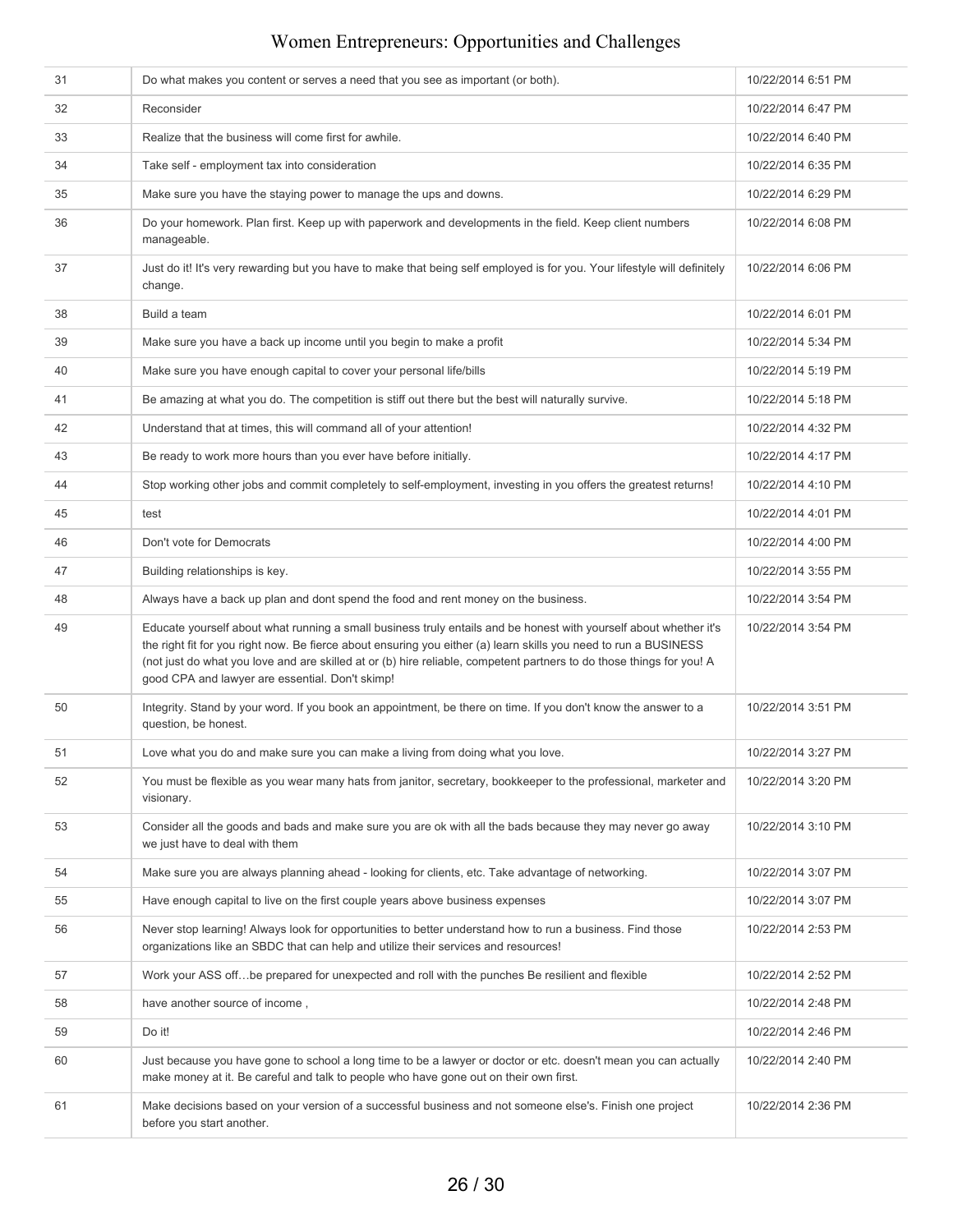| 31 | Do what makes you content or serves a need that you see as important (or both). | 10/22/2014 6:51 PM |
|---|---|---|
| 32 | Reconsider | 10/22/2014 6:47 PM |
| 33 | Realize that the business will come first for awhile. | 10/22/2014 6:40 PM |
| 34 | Take self - employment tax into consideration | 10/22/2014 6:35 PM |
| 35 | Make sure you have the staying power to manage the ups and downs. | 10/22/2014 6:29 PM |
| 36 | Do your homework. Plan first. Keep up with paperwork and developments in the field. Keep client numbers manageable. | 10/22/2014 6:08 PM |
| 37 | Just do it! It's very rewarding but you have to make that being self employed is for you. Your lifestyle will definitely change. | 10/22/2014 6:06 PM |
| 38 | Build a team | 10/22/2014 6:01 PM |
| 39 | Make sure you have a back up income until you begin to make a profit | 10/22/2014 5:34 PM |
| 40 | Make sure you have enough capital to cover your personal life/bills | 10/22/2014 5:19 PM |
| 41 | Be amazing at what you do. The competition is stiff out there but the best will naturally survive. | 10/22/2014 5:18 PM |
| 42 | Understand that at times, this will command all of your attention! | 10/22/2014 4:32 PM |
| 43 | Be ready to work more hours than you ever have before initially. | 10/22/2014 4:17 PM |
| 44 | Stop working other jobs and commit completely to self-employment, investing in you offers the greatest returns! | 10/22/2014 4:10 PM |
| 45 | test | 10/22/2014 4:01 PM |
| 46 | Don't vote for Democrats | 10/22/2014 4:00 PM |
| 47 | Building relationships is key. | 10/22/2014 3:55 PM |
| 48 | Always have a back up plan and dont spend the food and rent money on the business. | 10/22/2014 3:54 PM |
| 49 | Educate yourself about what running a small business truly entails and be honest with yourself about whether it's the right fit for you right now. Be fierce about ensuring you either (a) learn skills you need to run a BUSINESS (not just do what you love and are skilled at or (b) hire reliable, competent partners to do those things for you! A good CPA and lawyer are essential. Don't skimp! | 10/22/2014 3:54 PM |
| 50 | Integrity. Stand by your word. If you book an appointment, be there on time. If you don't know the answer to a question, be honest. | 10/22/2014 3:51 PM |
| 51 | Love what you do and make sure you can make a living from doing what you love. | 10/22/2014 3:27 PM |
| 52 | You must be flexible as you wear many hats from janitor, secretary, bookkeeper to the professional, marketer and visionary. | 10/22/2014 3:20 PM |
| 53 | Consider all the goods and bads and make sure you are ok with all the bads because they may never go away we just have to deal with them | 10/22/2014 3:10 PM |
| 54 | Make sure you are always planning ahead - looking for clients, etc. Take advantage of networking. | 10/22/2014 3:07 PM |
| 55 | Have enough capital to live on the first couple years above business expenses | 10/22/2014 3:07 PM |
| 56 | Never stop learning! Always look for opportunities to better understand how to run a business. Find those organizations like an SBDC that can help and utilize their services and resources! | 10/22/2014 2:53 PM |
| 57 | Work your ASS off…be prepared for unexpected and roll with the punches Be resilient and flexible | 10/22/2014 2:52 PM |
| 58 | have another source of income , | 10/22/2014 2:48 PM |
| 59 | Do it! | 10/22/2014 2:46 PM |
| 60 | Just because you have gone to school a long time to be a lawyer or doctor or etc. doesn't mean you can actually make money at it. Be careful and talk to people who have gone out on their own first. | 10/22/2014 2:40 PM |
| 61 | Make decisions based on your version of a successful business and not someone else's. Finish one project before you start another. | 10/22/2014 2:36 PM |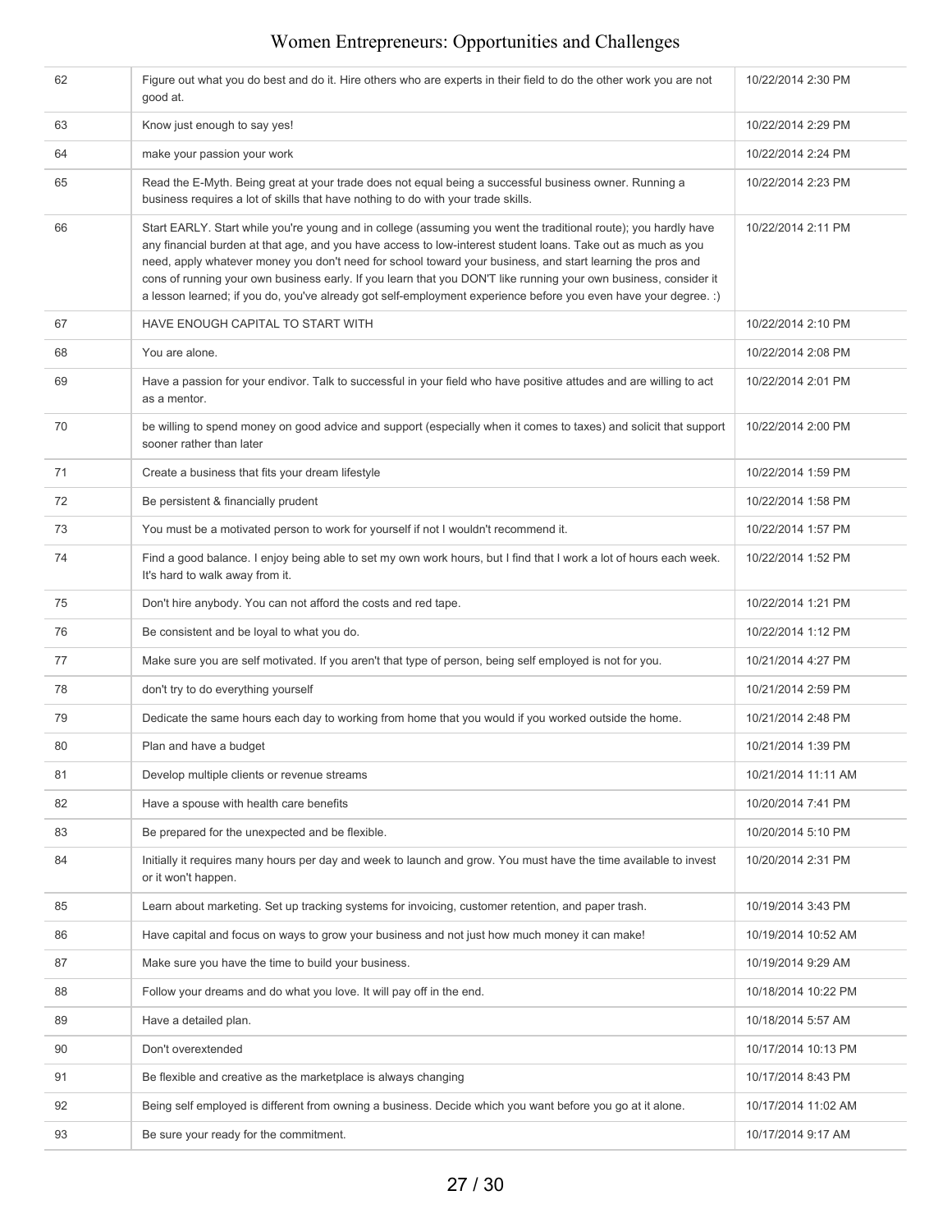| | | |
|---|---|---|
| 62 | Figure out what you do best and do it. Hire others who are experts in their field to do the other work you are not good at. | 10/22/2014 2:30 PM |
| 63 | Know just enough to say yes! | 10/22/2014 2:29 PM |
| 64 | make your passion your work | 10/22/2014 2:24 PM |
| 65 | Read the E-Myth. Being great at your trade does not equal being a successful business owner. Running a business requires a lot of skills that have nothing to do with your trade skills. | 10/22/2014 2:23 PM |
| 66 | Start EARLY. Start while you're young and in college (assuming you went the traditional route); you hardly have any financial burden at that age, and you have access to low-interest student loans. Take out as much as you need, apply whatever money you don't need for school toward your business, and start learning the pros and cons of running your own business early. If you learn that you DON'T like running your own business, consider it a lesson learned; if you do, you've already got self-employment experience before you even have your degree. :) | 10/22/2014 2:11 PM |
| 67 | HAVE ENOUGH CAPITAL TO START WITH | 10/22/2014 2:10 PM |
| 68 | You are alone. | 10/22/2014 2:08 PM |
| 69 | Have a passion for your endivor. Talk to successful in your field who have positive attudes and are willing to act as a mentor. | 10/22/2014 2:01 PM |
| 70 | be willing to spend money on good advice and support (especially when it comes to taxes) and solicit that support sooner rather than later | 10/22/2014 2:00 PM |
| 71 | Create a business that fits your dream lifestyle | 10/22/2014 1:59 PM |
| 72 | Be persistent & financially prudent | 10/22/2014 1:58 PM |
| 73 | You must be a motivated person to work for yourself if not I wouldn't recommend it. | 10/22/2014 1:57 PM |
| 74 | Find a good balance. I enjoy being able to set my own work hours, but I find that I work a lot of hours each week. It's hard to walk away from it. | 10/22/2014 1:52 PM |
| 75 | Don't hire anybody. You can not afford the costs and red tape. | 10/22/2014 1:21 PM |
| 76 | Be consistent and be loyal to what you do. | 10/22/2014 1:12 PM |
| 77 | Make sure you are self motivated. If you aren't that type of person, being self employed is not for you. | 10/21/2014 4:27 PM |
| 78 | don't try to do everything yourself | 10/21/2014 2:59 PM |
| 79 | Dedicate the same hours each day to working from home that you would if you worked outside the home. | 10/21/2014 2:48 PM |
| 80 | Plan and have a budget | 10/21/2014 1:39 PM |
| 81 | Develop multiple clients or revenue streams | 10/21/2014 11:11 AM |
| 82 | Have a spouse with health care benefits | 10/20/2014 7:41 PM |
| 83 | Be prepared for the unexpected and be flexible. | 10/20/2014 5:10 PM |
| 84 | Initially it requires many hours per day and week to launch and grow. You must have the time available to invest or it won't happen. | 10/20/2014 2:31 PM |
| 85 | Learn about marketing. Set up tracking systems for invoicing, customer retention, and paper trash. | 10/19/2014 3:43 PM |
| 86 | Have capital and focus on ways to grow your business and not just how much money it can make! | 10/19/2014 10:52 AM |
| 87 | Make sure you have the time to build your business. | 10/19/2014 9:29 AM |
| 88 | Follow your dreams and do what you love. It will pay off in the end. | 10/18/2014 10:22 PM |
| 89 | Have a detailed plan. | 10/18/2014 5:57 AM |
| 90 | Don't overextended | 10/17/2014 10:13 PM |
| 91 | Be flexible and creative as the marketplace is always changing | 10/17/2014 8:43 PM |
| 92 | Being self employed is different from owning a business. Decide which you want before you go at it alone. | 10/17/2014 11:02 AM |
| 93 | Be sure your ready for the commitment. | 10/17/2014 9:17 AM |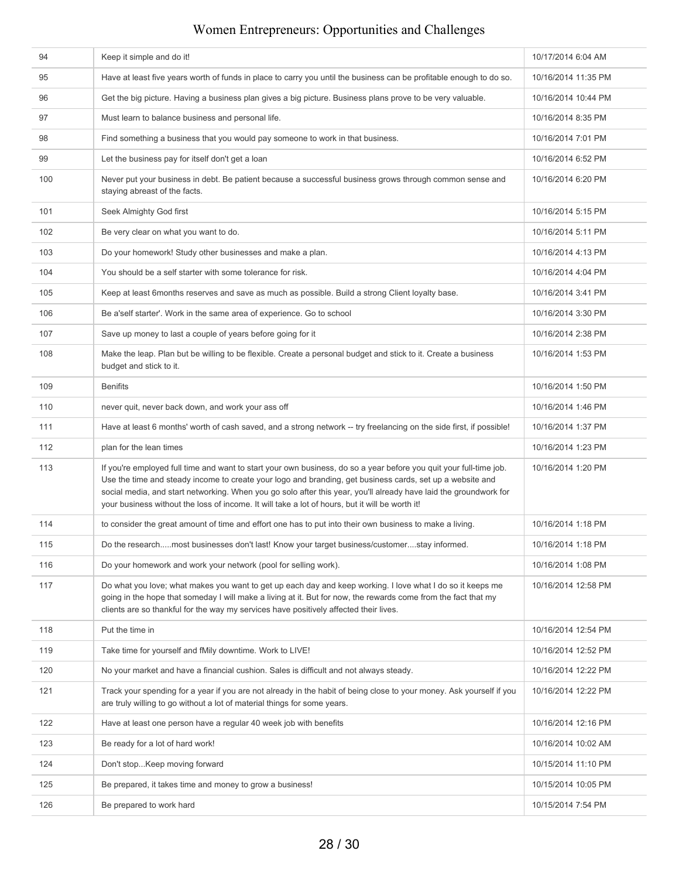| | | |
|---|---|---|
| 94 | Keep it simple and do it! | 10/17/2014 6:04 AM |
| 95 | Have at least five years worth of funds in place to carry you until the business can be profitable enough to do so. | 10/16/2014 11:35 PM |
| 96 | Get the big picture. Having a business plan gives a big picture. Business plans prove to be very valuable. | 10/16/2014 10:44 PM |
| 97 | Must learn to balance business and personal life. | 10/16/2014 8:35 PM |
| 98 | Find something a business that you would pay someone to work in that business. | 10/16/2014 7:01 PM |
| 99 | Let the business pay for itself don't get a loan | 10/16/2014 6:52 PM |
| 100 | Never put your business in debt. Be patient because a successful business grows through common sense and staying abreast of the facts. | 10/16/2014 6:20 PM |
| 101 | Seek Almighty God first | 10/16/2014 5:15 PM |
| 102 | Be very clear on what you want to do. | 10/16/2014 5:11 PM |
| 103 | Do your homework! Study other businesses and make a plan. | 10/16/2014 4:13 PM |
| 104 | You should be a self starter with some tolerance for risk. | 10/16/2014 4:04 PM |
| 105 | Keep at least 6months reserves and save as much as possible. Build a strong Client loyalty base. | 10/16/2014 3:41 PM |
| 106 | Be a'self starter'. Work in the same area of experience. Go to school | 10/16/2014 3:30 PM |
| 107 | Save up money to last a couple of years before going for it | 10/16/2014 2:38 PM |
| 108 | Make the leap. Plan but be willing to be flexible. Create a personal budget and stick to it. Create a business budget and stick to it. | 10/16/2014 1:53 PM |
| 109 | Benifits | 10/16/2014 1:50 PM |
| 110 | never quit, never back down, and work your ass off | 10/16/2014 1:46 PM |
| 111 | Have at least 6 months' worth of cash saved, and a strong network -- try freelancing on the side first, if possible! | 10/16/2014 1:37 PM |
| 112 | plan for the lean times | 10/16/2014 1:23 PM |
| 113 | If you're employed full time and want to start your own business, do so a year before you quit your full-time job. Use the time and steady income to create your logo and branding, get business cards, set up a website and social media, and start networking. When you go solo after this year, you'll already have laid the groundwork for your business without the loss of income. It will take a lot of hours, but it will be worth it! | 10/16/2014 1:20 PM |
| 114 | to consider the great amount of time and effort one has to put into their own business to make a living. | 10/16/2014 1:18 PM |
| 115 | Do the research.....most businesses don't last! Know your target business/customer....stay informed. | 10/16/2014 1:18 PM |
| 116 | Do your homework and work your network (pool for selling work). | 10/16/2014 1:08 PM |
| 117 | Do what you love; what makes you want to get up each day and keep working. I love what I do so it keeps me going in the hope that someday I will make a living at it. But for now, the rewards come from the fact that my clients are so thankful for the way my services have positively affected their lives. | 10/16/2014 12:58 PM |
| 118 | Put the time in | 10/16/2014 12:54 PM |
| 119 | Take time for yourself and fMily downtime. Work to LIVE! | 10/16/2014 12:52 PM |
| 120 | No your market and have a financial cushion. Sales is difficult and not always steady. | 10/16/2014 12:22 PM |
| 121 | Track your spending for a year if you are not already in the habit of being close to your money. Ask yourself if you are truly willing to go without a lot of material things for some years. | 10/16/2014 12:22 PM |
| 122 | Have at least one person have a regular 40 week job with benefits | 10/16/2014 12:16 PM |
| 123 | Be ready for a lot of hard work! | 10/16/2014 10:02 AM |
| 124 | Don't stop...Keep moving forward | 10/15/2014 11:10 PM |
| 125 | Be prepared, it takes time and money to grow a business! | 10/15/2014 10:05 PM |
| 126 | Be prepared to work hard | 10/15/2014 7:54 PM |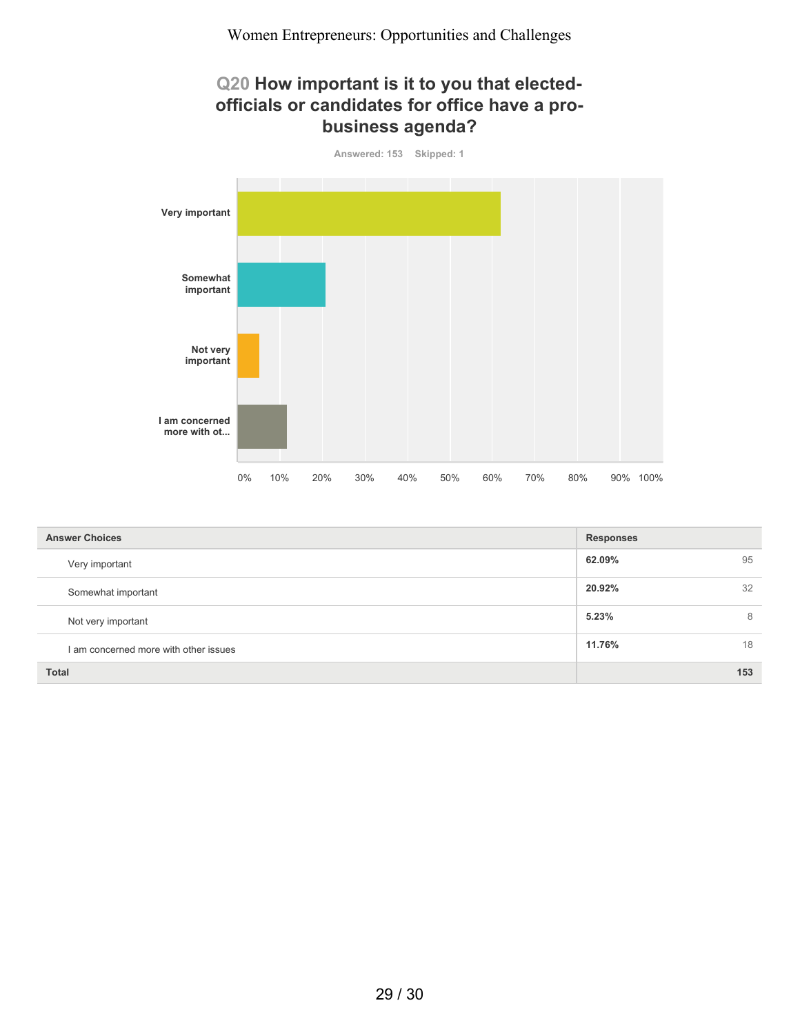## Q20 How important is it to you that elected-officials or candidates for office have a pro-business agenda?

Answered: 153 Skipped: 1

| Answer Choices | Responses | |
|---|---|---|
| Very important | 62.09% | 95 |
| Somewhat important | 20.92% | 32 |
| Not very important | 5.23% | 8 |
| I am concerned more with other issues | 11.76% | 18 |
| **Total** | | **153** |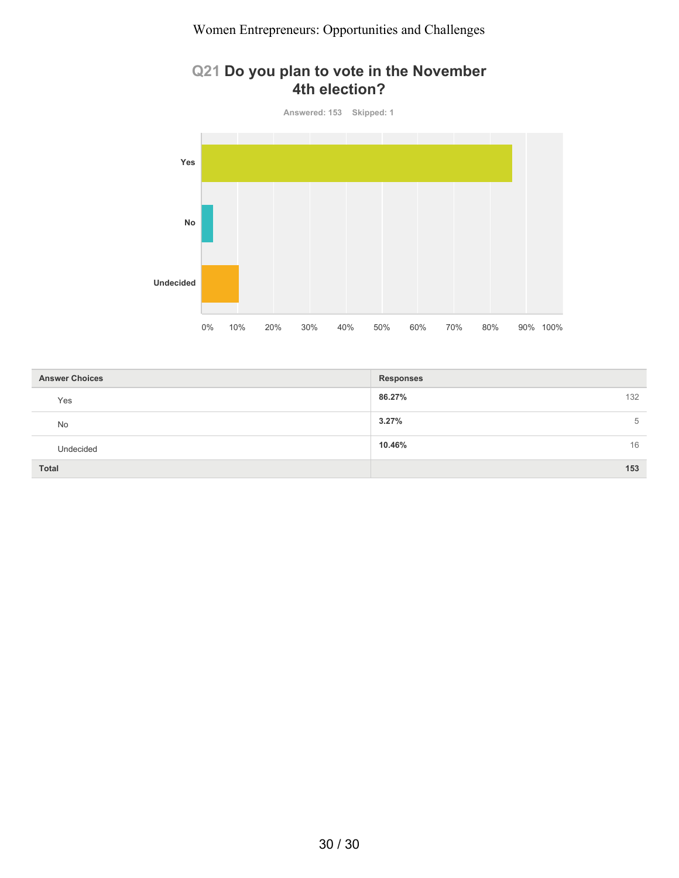## Q21 Do you plan to vote in the November 4th election?

Answered: 153 Skipped: 1

Yes

No

Undecided

0% 10% 20% 30% 40% 50% 60% 70% 80% 90% 100%

| Answer Choices | Responses | |
|---|---|---|
| Yes | **86.27%** | 132 |
| No | **3.27%** | 5 |
| Undecided | **10.46%** | 16 |
| **Total** | | **153** |